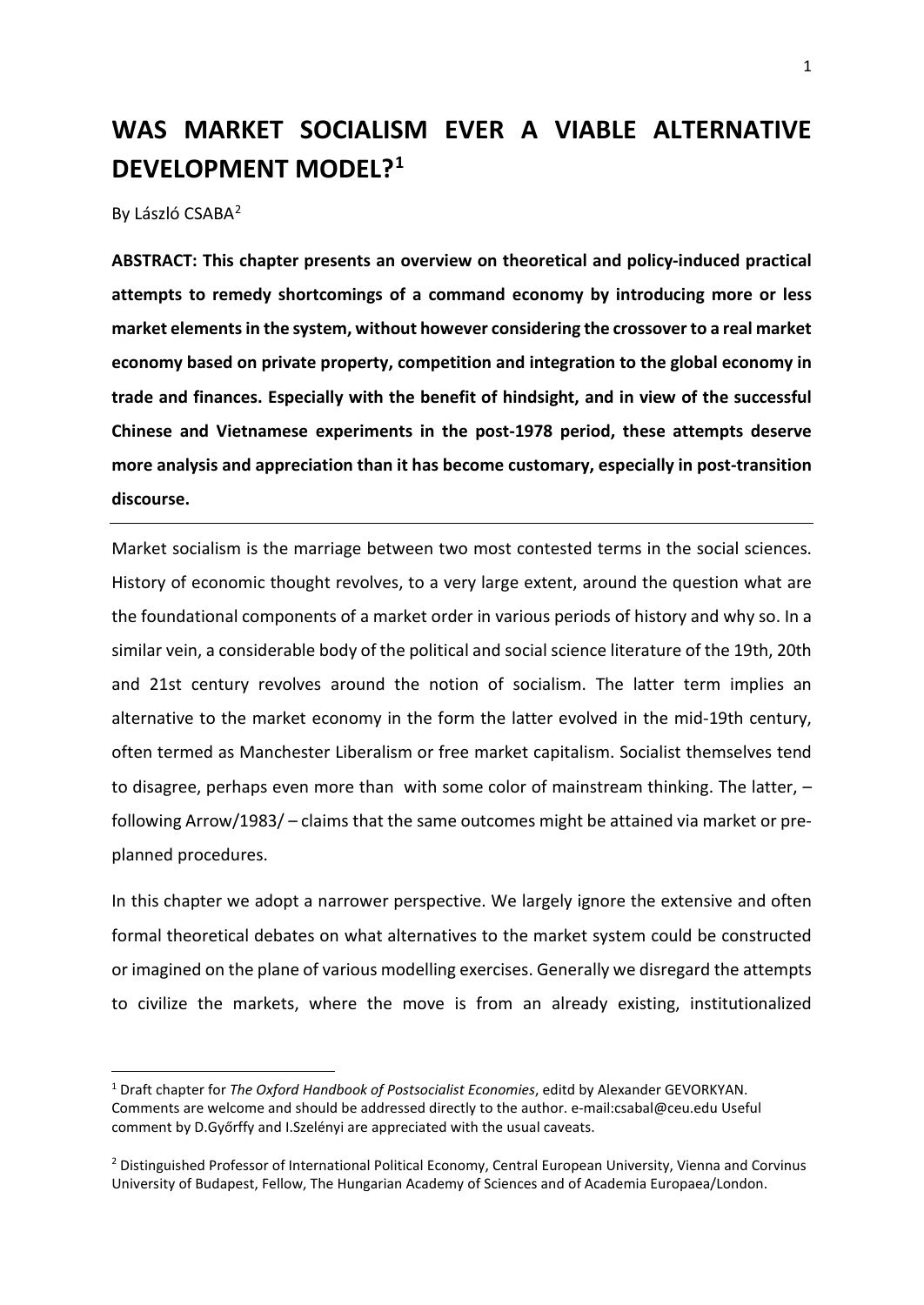# WAS MARKET SOCIALISM EVER A VIABLE ALTERNATIVE DEVELOPMENT MODEL?[1]

By László CSABA[2]

**ABSTRACT: This chapter presents an overview on theoretical and policy-induced practical attempts to remedy shortcomings of a command economy by introducing more or less market elements in the system, without however considering the crossover to a real market economy based on private property, competition and integration to the global economy in trade and finances. Especially with the benefit of hindsight, and in view of the successful Chinese and Vietnamese experiments in the post-1978 period, these attempts deserve more analysis and appreciation than it has become customary, especially in post-transition discourse.**

---

Market socialism is the marriage between two most contested terms in the social sciences. History of economic thought revolves, to a very large extent, around the question what are the foundational components of a market order in various periods of history and why so. In a similar vein, a considerable body of the political and social science literature of the 19th, 20th and 21st century revolves around the notion of socialism. The latter term implies an alternative to the market economy in the form the latter evolved in the mid-19th century, often termed as Manchester Liberalism or free market capitalism. Socialist themselves tend to disagree, perhaps even more than with some color of mainstream thinking. The latter, – following Arrow/1983/ – claims that the same outcomes might be attained via market or pre-planned procedures.

In this chapter we adopt a narrower perspective. We largely ignore the extensive and often formal theoretical debates on what alternatives to the market system could be constructed or imagined on the plane of various modelling exercises. Generally we disregard the attempts to civilize the markets, where the move is from an already existing, institutionalized

---

[1] Draft chapter for *The Oxford Handbook of Postsocialist Economies*, editd by Alexander GEVORKYAN. Comments are welcome and should be addressed directly to the author. e-mail:csabal@ceu.edu Useful comment by D.Győrffy and I.Szelényi are appreciated with the usual caveats.

[2] Distinguished Professor of International Political Economy, Central European University, Vienna and Corvinus University of Budapest, Fellow, The Hungarian Academy of Sciences and of Academia Europaea/London.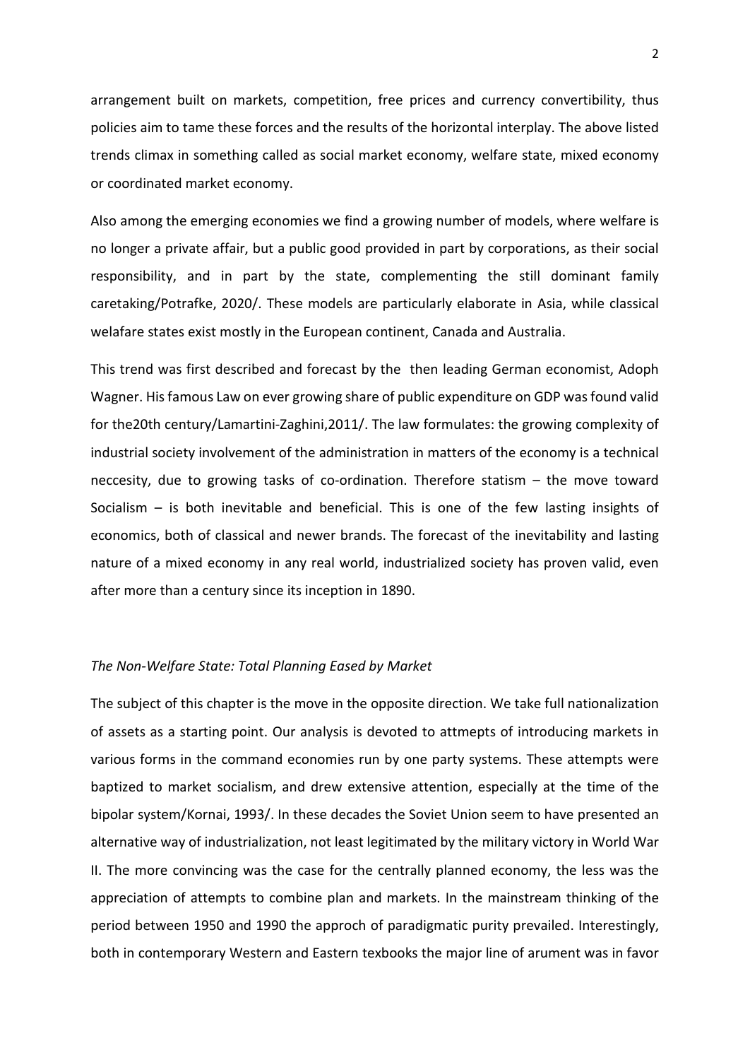arrangement built on markets, competition, free prices and currency convertibility, thus policies aim to tame these forces and the results of the horizontal interplay. The above listed trends climax in something called as social market economy, welfare state, mixed economy or coordinated market economy.

Also among the emerging economies we find a growing number of models, where welfare is no longer a private affair, but a public good provided in part by corporations, as their social responsibility, and in part by the state, complementing the still dominant family caretaking/Potrafke, 2020/. These models are particularly elaborate in Asia, while classical welafare states exist mostly in the European continent, Canada and Australia.

This trend was first described and forecast by the then leading German economist, Adoph Wagner. His famous Law on ever growing share of public expenditure on GDP was found valid for the20th century/Lamartini-Zaghini,2011/. The law formulates: the growing complexity of industrial society involvement of the administration in matters of the economy is a technical neccesity, due to growing tasks of co-ordination. Therefore statism – the move toward Socialism – is both inevitable and beneficial. This is one of the few lasting insights of economics, both of classical and newer brands. The forecast of the inevitability and lasting nature of a mixed economy in any real world, industrialized society has proven valid, even after more than a century since its inception in 1890.

*The Non-Welfare State: Total Planning Eased by Market*

The subject of this chapter is the move in the opposite direction. We take full nationalization of assets as a starting point. Our analysis is devoted to attmepts of introducing markets in various forms in the command economies run by one party systems. These attempts were baptized to market socialism, and drew extensive attention, especially at the time of the bipolar system/Kornai, 1993/. In these decades the Soviet Union seem to have presented an alternative way of industrialization, not least legitimated by the military victory in World War II. The more convincing was the case for the centrally planned economy, the less was the appreciation of attempts to combine plan and markets. In the mainstream thinking of the period between 1950 and 1990 the approch of paradigmatic purity prevailed. Interestingly, both in contemporary Western and Eastern texbooks the major line of arument was in favor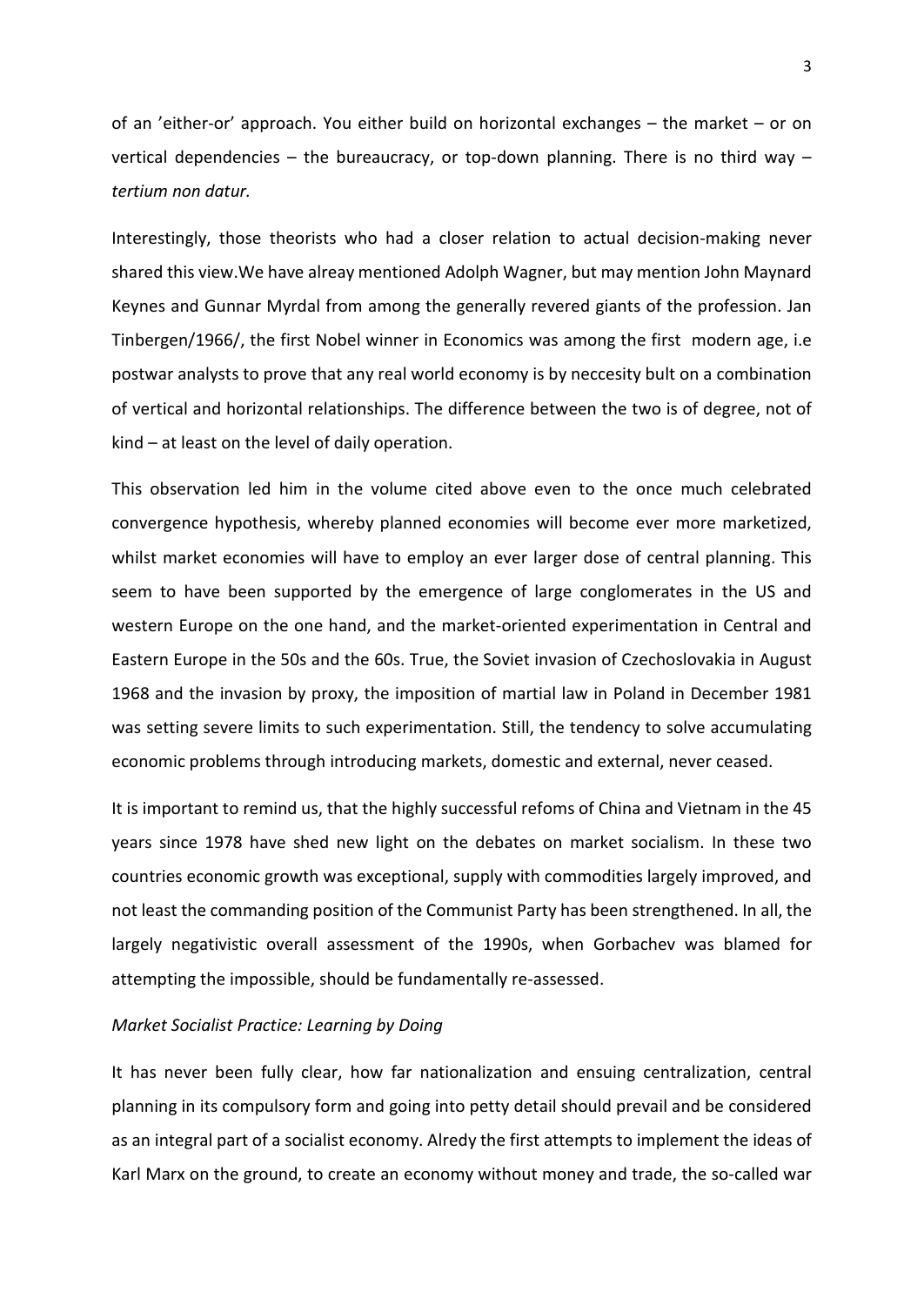of an 'either-or' approach. You either build on horizontal exchanges – the market – or on vertical dependencies – the bureaucracy, or top-down planning. There is no third way – *tertium non datur.*

Interestingly, those theorists who had a closer relation to actual decision-making never shared this view.We have alreay mentioned Adolph Wagner, but may mention John Maynard Keynes and Gunnar Myrdal from among the generally revered giants of the profession. Jan Tinbergen/1966/, the first Nobel winner in Economics was among the first modern age, i.e postwar analysts to prove that any real world economy is by neccesity bult on a combination of vertical and horizontal relationships. The difference between the two is of degree, not of kind – at least on the level of daily operation.

This observation led him in the volume cited above even to the once much celebrated convergence hypothesis, whereby planned economies will become ever more marketized, whilst market economies will have to employ an ever larger dose of central planning. This seem to have been supported by the emergence of large conglomerates in the US and western Europe on the one hand, and the market-oriented experimentation in Central and Eastern Europe in the 50s and the 60s. True, the Soviet invasion of Czechoslovakia in August 1968 and the invasion by proxy, the imposition of martial law in Poland in December 1981 was setting severe limits to such experimentation. Still, the tendency to solve accumulating economic problems through introducing markets, domestic and external, never ceased.

It is important to remind us, that the highly successful refoms of China and Vietnam in the 45 years since 1978 have shed new light on the debates on market socialism. In these two countries economic growth was exceptional, supply with commodities largely improved, and not least the commanding position of the Communist Party has been strengthened. In all, the largely negativistic overall assessment of the 1990s, when Gorbachev was blamed for attempting the impossible, should be fundamentally re-assessed.

### *Market Socialist Practice: Learning by Doing*

It has never been fully clear, how far nationalization and ensuing centralization, central planning in its compulsory form and going into petty detail should prevail and be considered as an integral part of a socialist economy. Alredy the first attempts to implement the ideas of Karl Marx on the ground, to create an economy without money and trade, the so-called war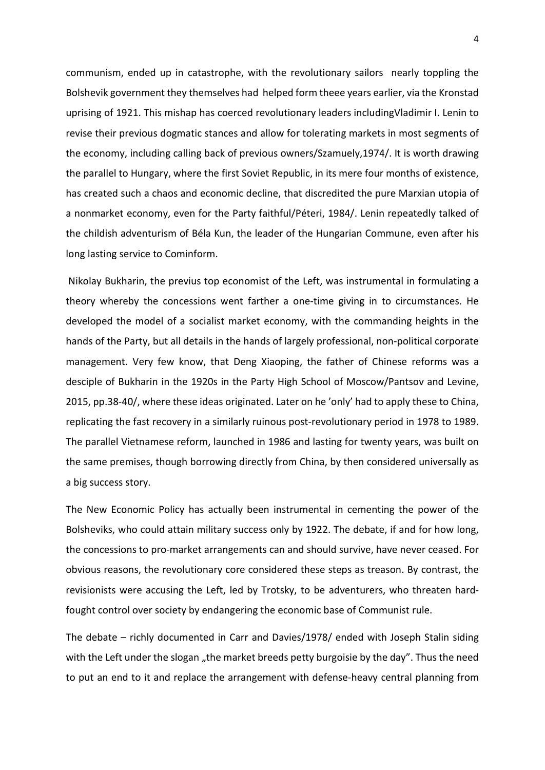communism, ended up in catastrophe, with the revolutionary sailors nearly toppling the Bolshevik government they themselves had helped form theee years earlier, via the Kronstad uprising of 1921. This mishap has coerced revolutionary leaders includingVladimir I. Lenin to revise their previous dogmatic stances and allow for tolerating markets in most segments of the economy, including calling back of previous owners/Szamuely,1974/. It is worth drawing the parallel to Hungary, where the first Soviet Republic, in its mere four months of existence, has created such a chaos and economic decline, that discredited the pure Marxian utopia of a nonmarket economy, even for the Party faithful/Péteri, 1984/. Lenin repeatedly talked of the childish adventurism of Béla Kun, the leader of the Hungarian Commune, even after his long lasting service to Cominform.

Nikolay Bukharin, the previus top economist of the Left, was instrumental in formulating a theory whereby the concessions went farther a one-time giving in to circumstances. He developed the model of a socialist market economy, with the commanding heights in the hands of the Party, but all details in the hands of largely professional, non-political corporate management. Very few know, that Deng Xiaoping, the father of Chinese reforms was a desciple of Bukharin in the 1920s in the Party High School of Moscow/Pantsov and Levine, 2015, pp.38-40/, where these ideas originated. Later on he 'only' had to apply these to China, replicating the fast recovery in a similarly ruinous post-revolutionary period in 1978 to 1989. The parallel Vietnamese reform, launched in 1986 and lasting for twenty years, was built on the same premises, though borrowing directly from China, by then considered universally as a big success story.

The New Economic Policy has actually been instrumental in cementing the power of the Bolsheviks, who could attain military success only by 1922. The debate, if and for how long, the concessions to pro-market arrangements can and should survive, have never ceased. For obvious reasons, the revolutionary core considered these steps as treason. By contrast, the revisionists were accusing the Left, led by Trotsky, to be adventurers, who threaten hard-fought control over society by endangering the economic base of Communist rule.

The debate – richly documented in Carr and Davies/1978/ ended with Joseph Stalin siding with the Left under the slogan „the market breeds petty burgoisie by the day". Thus the need to put an end to it and replace the arrangement with defense-heavy central planning from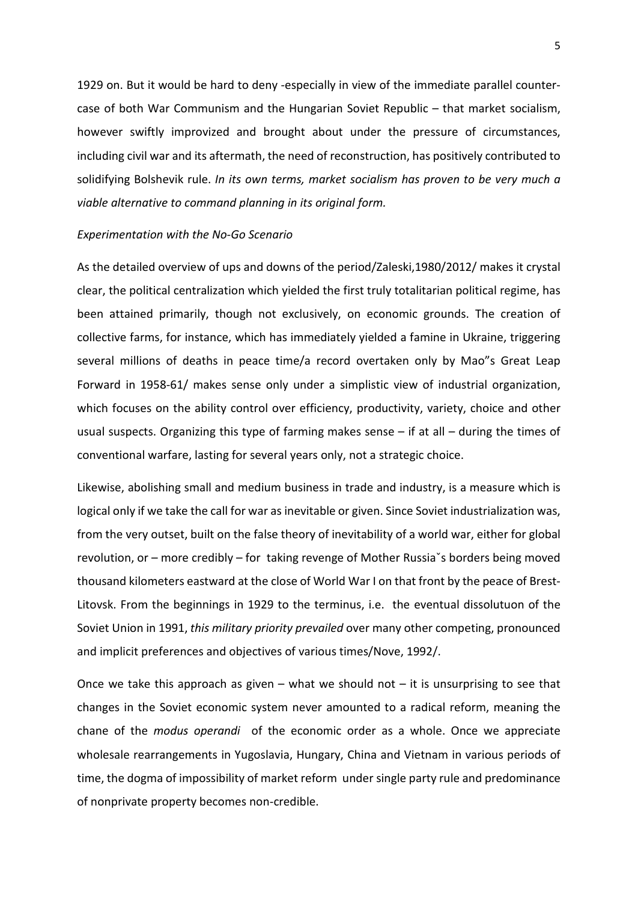1929 on. But it would be hard to deny -especially in view of the immediate parallel counter-case of both War Communism and the Hungarian Soviet Republic – that market socialism, however swiftly improvized and brought about under the pressure of circumstances, including civil war and its aftermath, the need of reconstruction, has positively contributed to solidifying Bolshevik rule. *In its own terms, market socialism has proven to be very much a viable alternative to command planning in its original form.*

*Experimentation with the No-Go Scenario*

As the detailed overview of ups and downs of the period/Zaleski,1980/2012/ makes it crystal clear, the political centralization which yielded the first truly totalitarian political regime, has been attained primarily, though not exclusively, on economic grounds. The creation of collective farms, for instance, which has immediately yielded a famine in Ukraine, triggering several millions of deaths in peace time/a record overtaken only by Mao"s Great Leap Forward in 1958-61/ makes sense only under a simplistic view of industrial organization, which focuses on the ability control over efficiency, productivity, variety, choice and other usual suspects. Organizing this type of farming makes sense – if at all – during the times of conventional warfare, lasting for several years only, not a strategic choice.

Likewise, abolishing small and medium business in trade and industry, is a measure which is logical only if we take the call for war as inevitable or given. Since Soviet industrialization was, from the very outset, built on the false theory of inevitability of a world war, either for global revolution, or – more credibly – for taking revenge of Mother Russiaˇs borders being moved thousand kilometers eastward at the close of World War I on that front by the peace of Brest-Litovsk. From the beginnings in 1929 to the terminus, i.e. the eventual dissolutuon of the Soviet Union in 1991, *this military priority prevailed* over many other competing, pronounced and implicit preferences and objectives of various times/Nove, 1992/.

Once we take this approach as given – what we should not – it is unsurprising to see that changes in the Soviet economic system never amounted to a radical reform, meaning the chane of the *modus operandi* of the economic order as a whole. Once we appreciate wholesale rearrangements in Yugoslavia, Hungary, China and Vietnam in various periods of time, the dogma of impossibility of market reform under single party rule and predominance of nonprivate property becomes non-credible.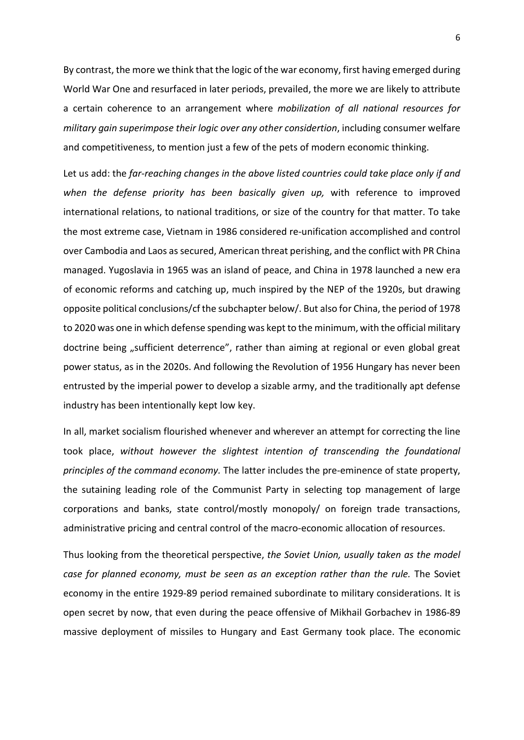By contrast, the more we think that the logic of the war economy, first having emerged during World War One and resurfaced in later periods, prevailed, the more we are likely to attribute a certain coherence to an arrangement where *mobilization of all national resources for military gain superimpose their logic over any other considertion*, including consumer welfare and competitiveness, to mention just a few of the pets of modern economic thinking.

Let us add: the *far-reaching changes in the above listed countries could take place only if and when the defense priority has been basically given up,* with reference to improved international relations, to national traditions, or size of the country for that matter. To take the most extreme case, Vietnam in 1986 considered re-unification accomplished and control over Cambodia and Laos as secured, American threat perishing, and the conflict with PR China managed. Yugoslavia in 1965 was an island of peace, and China in 1978 launched a new era of economic reforms and catching up, much inspired by the NEP of the 1920s, but drawing opposite political conclusions/cf the subchapter below/. But also for China, the period of 1978 to 2020 was one in which defense spending was kept to the minimum, with the official military doctrine being „sufficient deterrence", rather than aiming at regional or even global great power status, as in the 2020s. And following the Revolution of 1956 Hungary has never been entrusted by the imperial power to develop a sizable army, and the traditionally apt defense industry has been intentionally kept low key.

In all, market socialism flourished whenever and wherever an attempt for correcting the line took place, *without however the slightest intention of transcending the foundational principles of the command economy.* The latter includes the pre-eminence of state property, the sutaining leading role of the Communist Party in selecting top management of large corporations and banks, state control/mostly monopoly/ on foreign trade transactions, administrative pricing and central control of the macro-economic allocation of resources.

Thus looking from the theoretical perspective, *the Soviet Union, usually taken as the model case for planned economy, must be seen as an exception rather than the rule.* The Soviet economy in the entire 1929-89 period remained subordinate to military considerations. It is open secret by now, that even during the peace offensive of Mikhail Gorbachev in 1986-89 massive deployment of missiles to Hungary and East Germany took place. The economic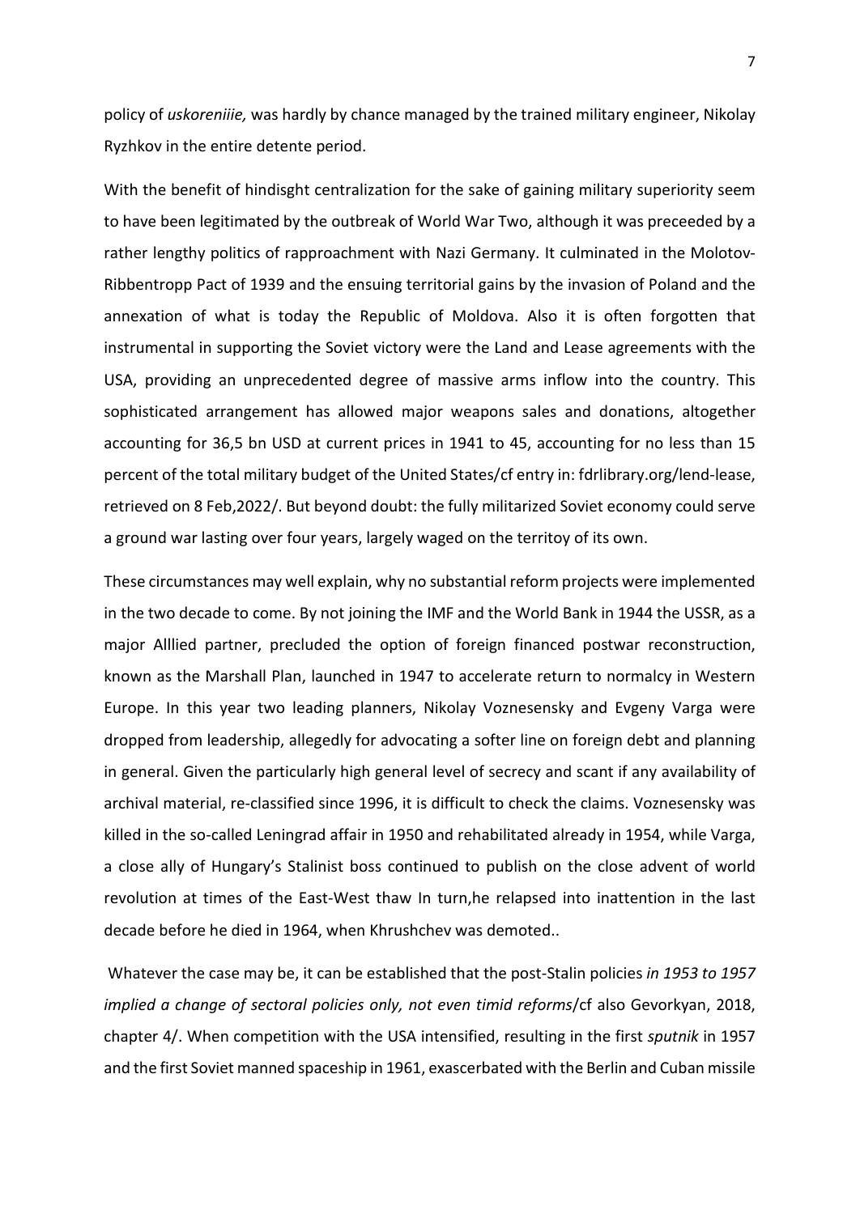policy of *uskoreniiie,* was hardly by chance managed by the trained military engineer, Nikolay Ryzhkov in the entire detente period.

With the benefit of hindisght centralization for the sake of gaining military superiority seem to have been legitimated by the outbreak of World War Two, although it was preceeded by a rather lengthy politics of rapproachment with Nazi Germany. It culminated in the Molotov-Ribbentropp Pact of 1939 and the ensuing territorial gains by the invasion of Poland and the annexation of what is today the Republic of Moldova. Also it is often forgotten that instrumental in supporting the Soviet victory were the Land and Lease agreements with the USA, providing an unprecedented degree of massive arms inflow into the country. This sophisticated arrangement has allowed major weapons sales and donations, altogether accounting for 36,5 bn USD at current prices in 1941 to 45, accounting for no less than 15 percent of the total military budget of the United States/cf entry in: fdrlibrary.org/lend-lease, retrieved on 8 Feb,2022/. But beyond doubt: the fully militarized Soviet economy could serve a ground war lasting over four years, largely waged on the territoy of its own.

These circumstances may well explain, why no substantial reform projects were implemented in the two decade to come. By not joining the IMF and the World Bank in 1944 the USSR, as a major Alllied partner, precluded the option of foreign financed postwar reconstruction, known as the Marshall Plan, launched in 1947 to accelerate return to normalcy in Western Europe. In this year two leading planners, Nikolay Voznesensky and Evgeny Varga were dropped from leadership, allegedly for advocating a softer line on foreign debt and planning in general. Given the particularly high general level of secrecy and scant if any availability of archival material, re-classified since 1996, it is difficult to check the claims. Voznesensky was killed in the so-called Leningrad affair in 1950 and rehabilitated already in 1954, while Varga, a close ally of Hungary's Stalinist boss continued to publish on the close advent of world revolution at times of the East-West thaw In turn,he relapsed into inattention in the last decade before he died in 1964, when Khrushchev was demoted..

Whatever the case may be, it can be established that the post-Stalin policies *in 1953 to 1957 implied a change of sectoral policies only, not even timid reforms*/cf also Gevorkyan, 2018, chapter 4/. When competition with the USA intensified, resulting in the first *sputnik* in 1957 and the first Soviet manned spaceship in 1961, exascerbated with the Berlin and Cuban missile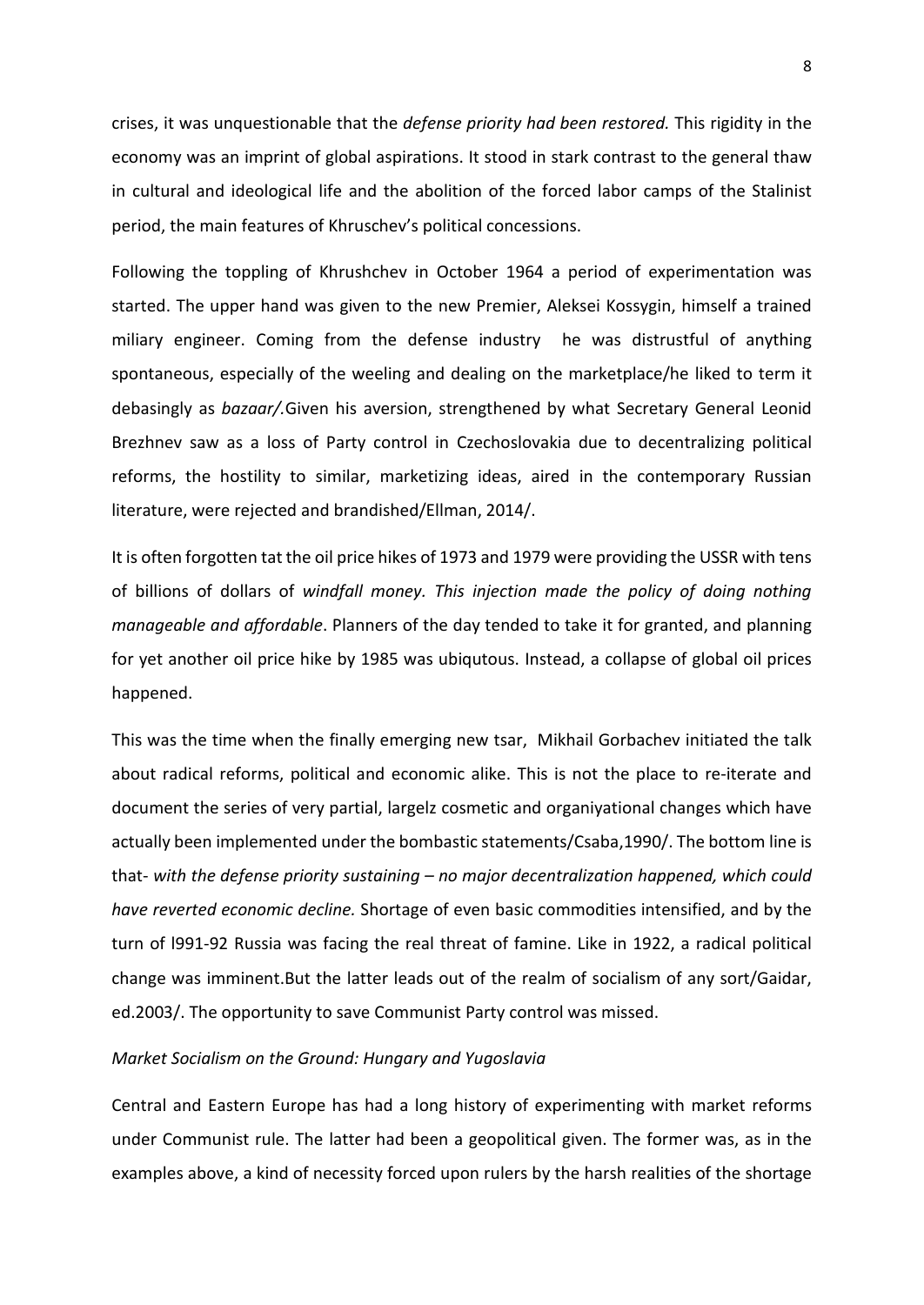crises, it was unquestionable that the *defense priority had been restored.* This rigidity in the economy was an imprint of global aspirations. It stood in stark contrast to the general thaw in cultural and ideological life and the abolition of the forced labor camps of the Stalinist period, the main features of Khruschev's political concessions.

Following the toppling of Khrushchev in October 1964 a period of experimentation was started. The upper hand was given to the new Premier, Aleksei Kossygin, himself a trained miliary engineer. Coming from the defense industry he was distrustful of anything spontaneous, especially of the weeling and dealing on the marketplace/he liked to term it debasingly as *bazaar/.*Given his aversion, strengthened by what Secretary General Leonid Brezhnev saw as a loss of Party control in Czechoslovakia due to decentralizing political reforms, the hostility to similar, marketizing ideas, aired in the contemporary Russian literature, were rejected and brandished/Ellman, 2014/.

It is often forgotten tat the oil price hikes of 1973 and 1979 were providing the USSR with tens of billions of dollars of *windfall money. This injection made the policy of doing nothing manageable and affordable*. Planners of the day tended to take it for granted, and planning for yet another oil price hike by 1985 was ubiqutous. Instead, a collapse of global oil prices happened.

This was the time when the finally emerging new tsar, Mikhail Gorbachev initiated the talk about radical reforms, political and economic alike. This is not the place to re-iterate and document the series of very partial, largelz cosmetic and organiyational changes which have actually been implemented under the bombastic statements/Csaba,1990/. The bottom line is that- *with the defense priority sustaining – no major decentralization happened, which could have reverted economic decline.* Shortage of even basic commodities intensified, and by the turn of l991-92 Russia was facing the real threat of famine. Like in 1922, a radical political change was imminent.But the latter leads out of the realm of socialism of any sort/Gaidar, ed.2003/. The opportunity to save Communist Party control was missed.

*Market Socialism on the Ground: Hungary and Yugoslavia*

Central and Eastern Europe has had a long history of experimenting with market reforms under Communist rule. The latter had been a geopolitical given. The former was, as in the examples above, a kind of necessity forced upon rulers by the harsh realities of the shortage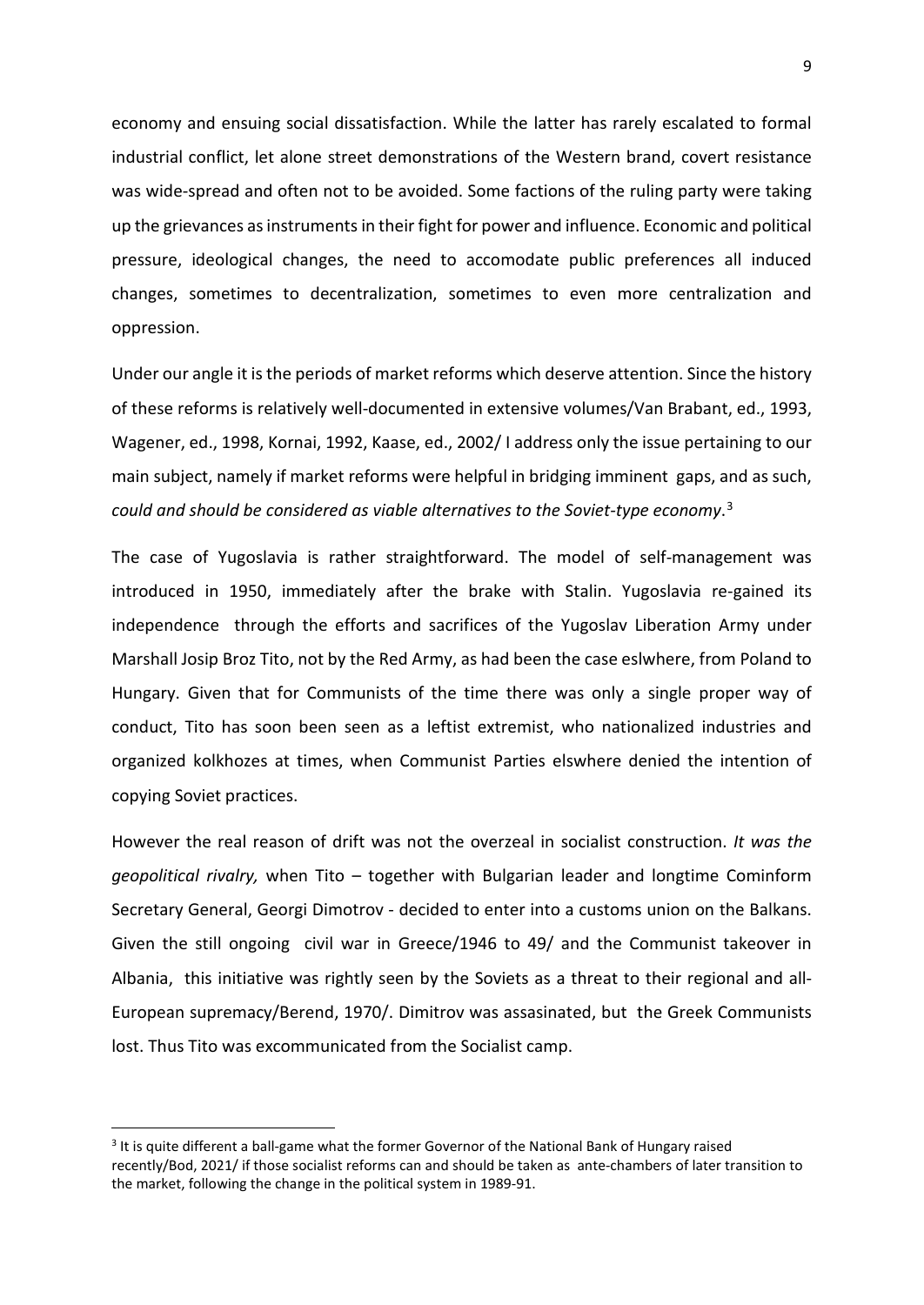economy and ensuing social dissatisfaction. While the latter has rarely escalated to formal industrial conflict, let alone street demonstrations of the Western brand, covert resistance was wide-spread and often not to be avoided. Some factions of the ruling party were taking up the grievances as instruments in their fight for power and influence. Economic and political pressure, ideological changes, the need to accomodate public preferences all induced changes, sometimes to decentralization, sometimes to even more centralization and oppression.

Under our angle it is the periods of market reforms which deserve attention. Since the history of these reforms is relatively well-documented in extensive volumes/Van Brabant, ed., 1993, Wagener, ed., 1998, Kornai, 1992, Kaase, ed., 2002/ I address only the issue pertaining to our main subject, namely if market reforms were helpful in bridging imminent gaps, and as such, *could and should be considered as viable alternatives to the Soviet-type economy*.[3]

The case of Yugoslavia is rather straightforward. The model of self-management was introduced in 1950, immediately after the brake with Stalin. Yugoslavia re-gained its independence through the efforts and sacrifices of the Yugoslav Liberation Army under Marshall Josip Broz Tito, not by the Red Army, as had been the case eslwhere, from Poland to Hungary. Given that for Communists of the time there was only a single proper way of conduct, Tito has soon been seen as a leftist extremist, who nationalized industries and organized kolkhozes at times, when Communist Parties elswhere denied the intention of copying Soviet practices.

However the real reason of drift was not the overzeal in socialist construction. *It was the geopolitical rivalry,* when Tito – together with Bulgarian leader and longtime Cominform Secretary General, Georgi Dimotrov - decided to enter into a customs union on the Balkans. Given the still ongoing civil war in Greece/1946 to 49/ and the Communist takeover in Albania, this initiative was rightly seen by the Soviets as a threat to their regional and all-European supremacy/Berend, 1970/. Dimitrov was assasinated, but the Greek Communists lost. Thus Tito was excommunicated from the Socialist camp.

---

[3] It is quite different a ball-game what the former Governor of the National Bank of Hungary raised recently/Bod, 2021/ if those socialist reforms can and should be taken as ante-chambers of later transition to the market, following the change in the political system in 1989-91.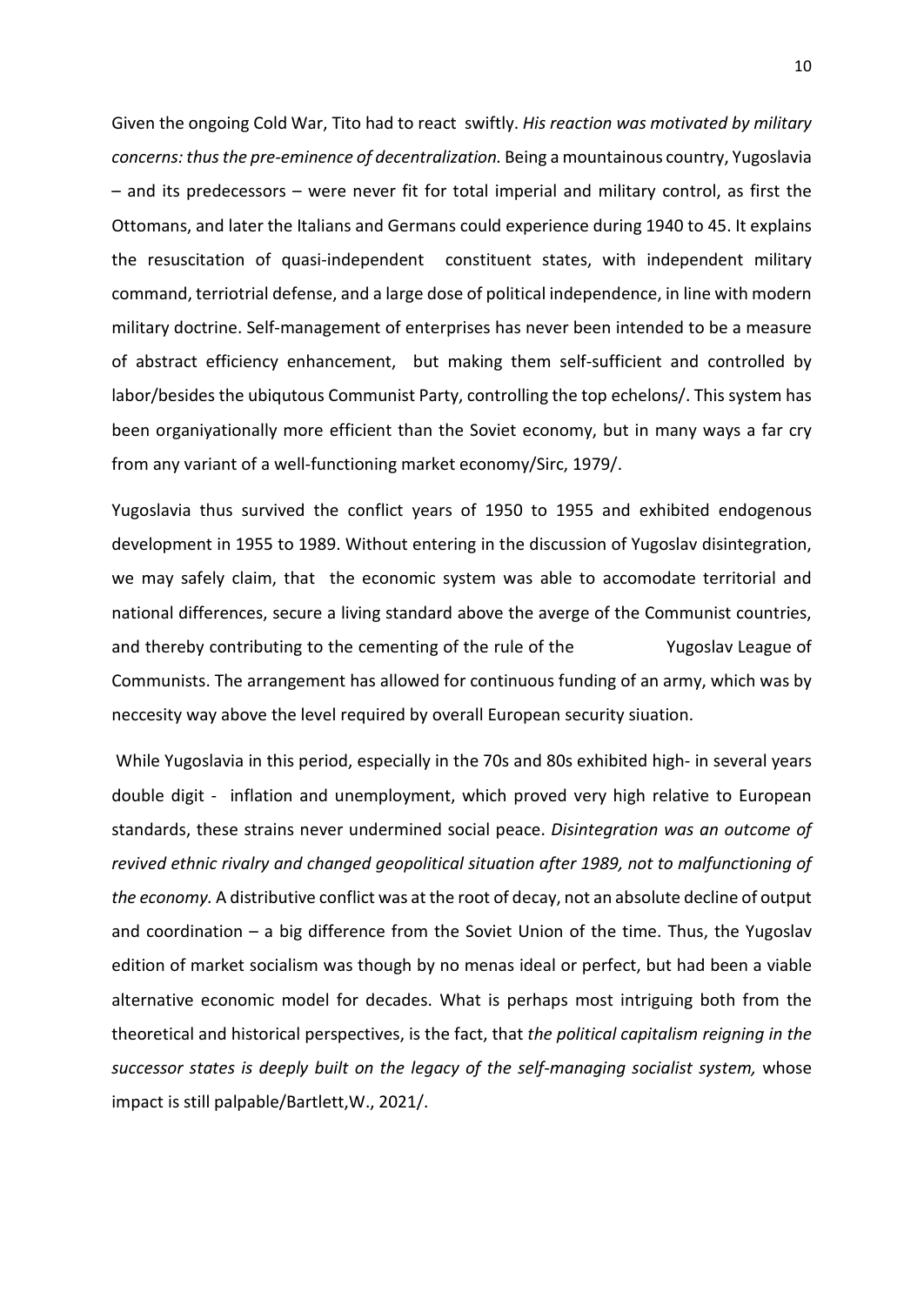Given the ongoing Cold War, Tito had to react swiftly. *His reaction was motivated by military concerns: thus the pre-eminence of decentralization.* Being a mountainous country, Yugoslavia – and its predecessors – were never fit for total imperial and military control, as first the Ottomans, and later the Italians and Germans could experience during 1940 to 45. It explains the resuscitation of quasi-independent constituent states, with independent military command, terriotrial defense, and a large dose of political independence, in line with modern military doctrine. Self-management of enterprises has never been intended to be a measure of abstract efficiency enhancement, but making them self-sufficient and controlled by labor/besides the ubiqutous Communist Party, controlling the top echelons/. This system has been organiyationally more efficient than the Soviet economy, but in many ways a far cry from any variant of a well-functioning market economy/Sirc, 1979/.

Yugoslavia thus survived the conflict years of 1950 to 1955 and exhibited endogenous development in 1955 to 1989. Without entering in the discussion of Yugoslav disintegration, we may safely claim, that the economic system was able to accomodate territorial and national differences, secure a living standard above the averge of the Communist countries, and thereby contributing to the cementing of the rule of the Yugoslav League of Communists. The arrangement has allowed for continuous funding of an army, which was by neccesity way above the level required by overall European security siuation.

While Yugoslavia in this period, especially in the 70s and 80s exhibited high- in several years double digit - inflation and unemployment, which proved very high relative to European standards, these strains never undermined social peace. *Disintegration was an outcome of revived ethnic rivalry and changed geopolitical situation after 1989, not to malfunctioning of the economy.* A distributive conflict was at the root of decay, not an absolute decline of output and coordination – a big difference from the Soviet Union of the time. Thus, the Yugoslav edition of market socialism was though by no menas ideal or perfect, but had been a viable alternative economic model for decades. What is perhaps most intriguing both from the theoretical and historical perspectives, is the fact, that *the political capitalism reigning in the successor states is deeply built on the legacy of the self-managing socialist system,* whose impact is still palpable/Bartlett,W., 2021/.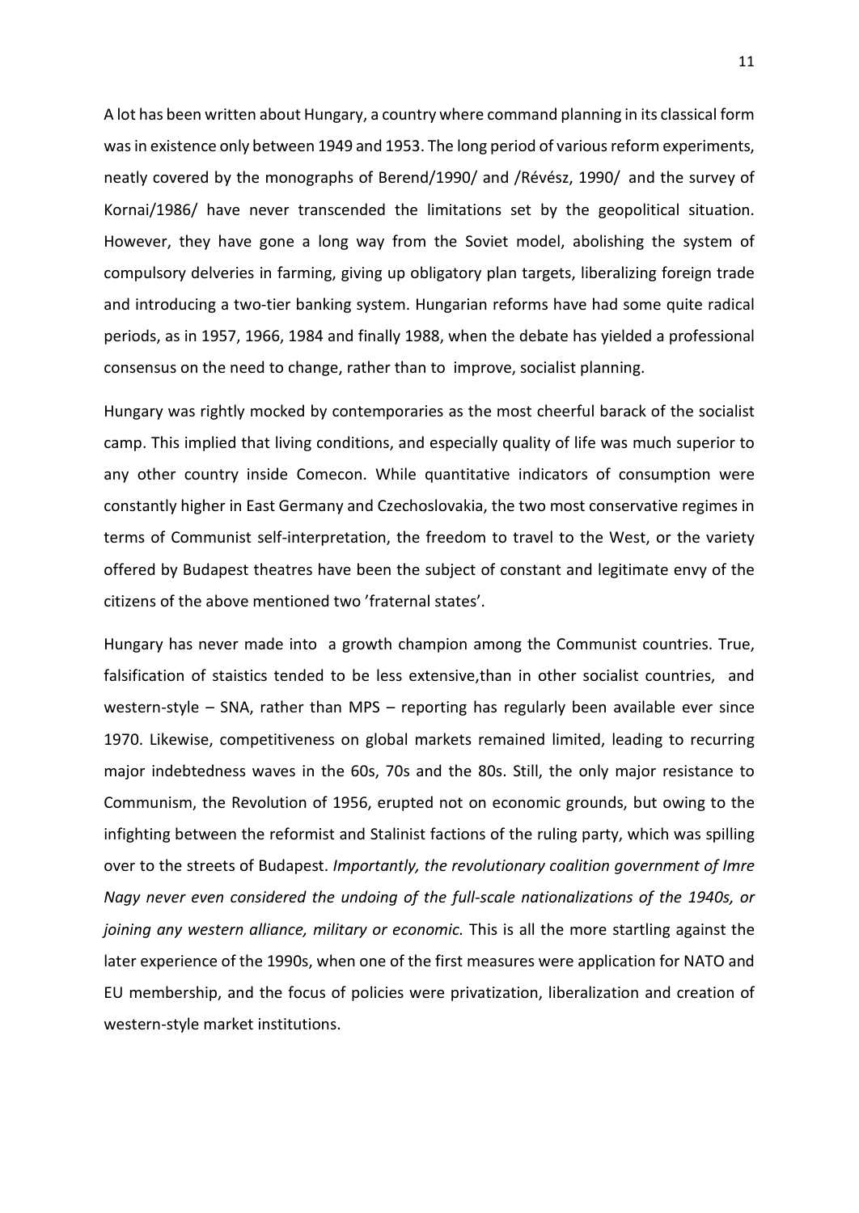A lot has been written about Hungary, a country where command planning in its classical form was in existence only between 1949 and 1953. The long period of various reform experiments, neatly covered by the monographs of Berend/1990/ and /Révész, 1990/ and the survey of Kornai/1986/ have never transcended the limitations set by the geopolitical situation. However, they have gone a long way from the Soviet model, abolishing the system of compulsory delveries in farming, giving up obligatory plan targets, liberalizing foreign trade and introducing a two-tier banking system. Hungarian reforms have had some quite radical periods, as in 1957, 1966, 1984 and finally 1988, when the debate has yielded a professional consensus on the need to change, rather than to improve, socialist planning.

Hungary was rightly mocked by contemporaries as the most cheerful barack of the socialist camp. This implied that living conditions, and especially quality of life was much superior to any other country inside Comecon. While quantitative indicators of consumption were constantly higher in East Germany and Czechoslovakia, the two most conservative regimes in terms of Communist self-interpretation, the freedom to travel to the West, or the variety offered by Budapest theatres have been the subject of constant and legitimate envy of the citizens of the above mentioned two 'fraternal states'.

Hungary has never made into a growth champion among the Communist countries. True, falsification of staistics tended to be less extensive,than in other socialist countries, and western-style – SNA, rather than MPS – reporting has regularly been available ever since 1970. Likewise, competitiveness on global markets remained limited, leading to recurring major indebtedness waves in the 60s, 70s and the 80s. Still, the only major resistance to Communism, the Revolution of 1956, erupted not on economic grounds, but owing to the infighting between the reformist and Stalinist factions of the ruling party, which was spilling over to the streets of Budapest. *Importantly, the revolutionary coalition government of Imre Nagy never even considered the undoing of the full-scale nationalizations of the 1940s, or joining any western alliance, military or economic.* This is all the more startling against the later experience of the 1990s, when one of the first measures were application for NATO and EU membership, and the focus of policies were privatization, liberalization and creation of western-style market institutions.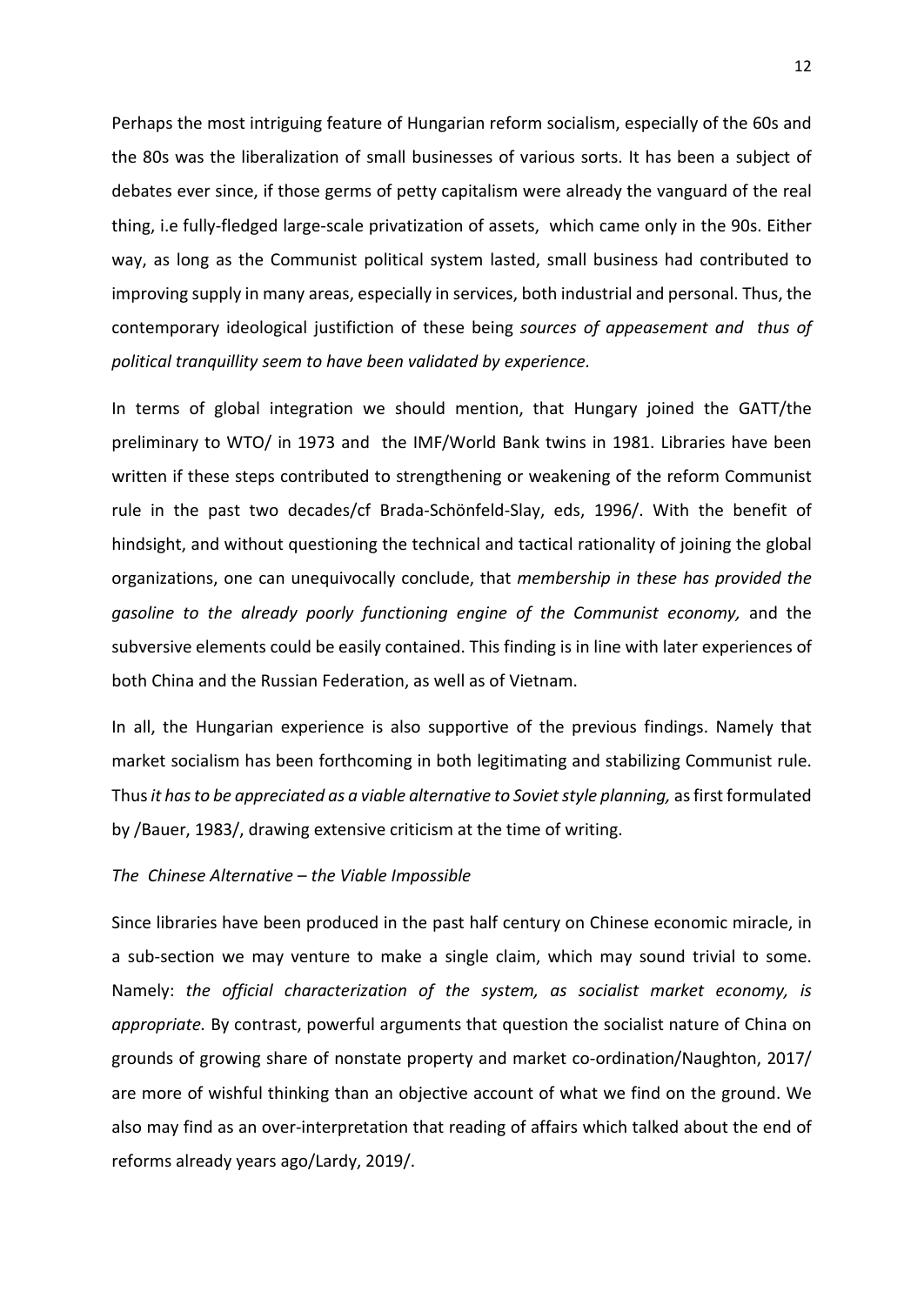Perhaps the most intriguing feature of Hungarian reform socialism, especially of the 60s and the 80s was the liberalization of small businesses of various sorts. It has been a subject of debates ever since, if those germs of petty capitalism were already the vanguard of the real thing, i.e fully-fledged large-scale privatization of assets, which came only in the 90s. Either way, as long as the Communist political system lasted, small business had contributed to improving supply in many areas, especially in services, both industrial and personal. Thus, the contemporary ideological justifiction of these being *sources of appeasement and thus of political tranquillity seem to have been validated by experience.*

In terms of global integration we should mention, that Hungary joined the GATT/the preliminary to WTO/ in 1973 and the IMF/World Bank twins in 1981. Libraries have been written if these steps contributed to strengthening or weakening of the reform Communist rule in the past two decades/cf Brada-Schönfeld-Slay, eds, 1996/. With the benefit of hindsight, and without questioning the technical and tactical rationality of joining the global organizations, one can unequivocally conclude, that *membership in these has provided the gasoline to the already poorly functioning engine of the Communist economy,* and the subversive elements could be easily contained. This finding is in line with later experiences of both China and the Russian Federation, as well as of Vietnam.

In all, the Hungarian experience is also supportive of the previous findings. Namely that market socialism has been forthcoming in both legitimating and stabilizing Communist rule. Thus *it has to be appreciated as a viable alternative to Soviet style planning,* as first formulated by /Bauer, 1983/, drawing extensive criticism at the time of writing.

*The Chinese Alternative – the Viable Impossible*

Since libraries have been produced in the past half century on Chinese economic miracle, in a sub-section we may venture to make a single claim, which may sound trivial to some. Namely: *the official characterization of the system, as socialist market economy, is appropriate.* By contrast, powerful arguments that question the socialist nature of China on grounds of growing share of nonstate property and market co-ordination/Naughton, 2017/ are more of wishful thinking than an objective account of what we find on the ground. We also may find as an over-interpretation that reading of affairs which talked about the end of reforms already years ago/Lardy, 2019/.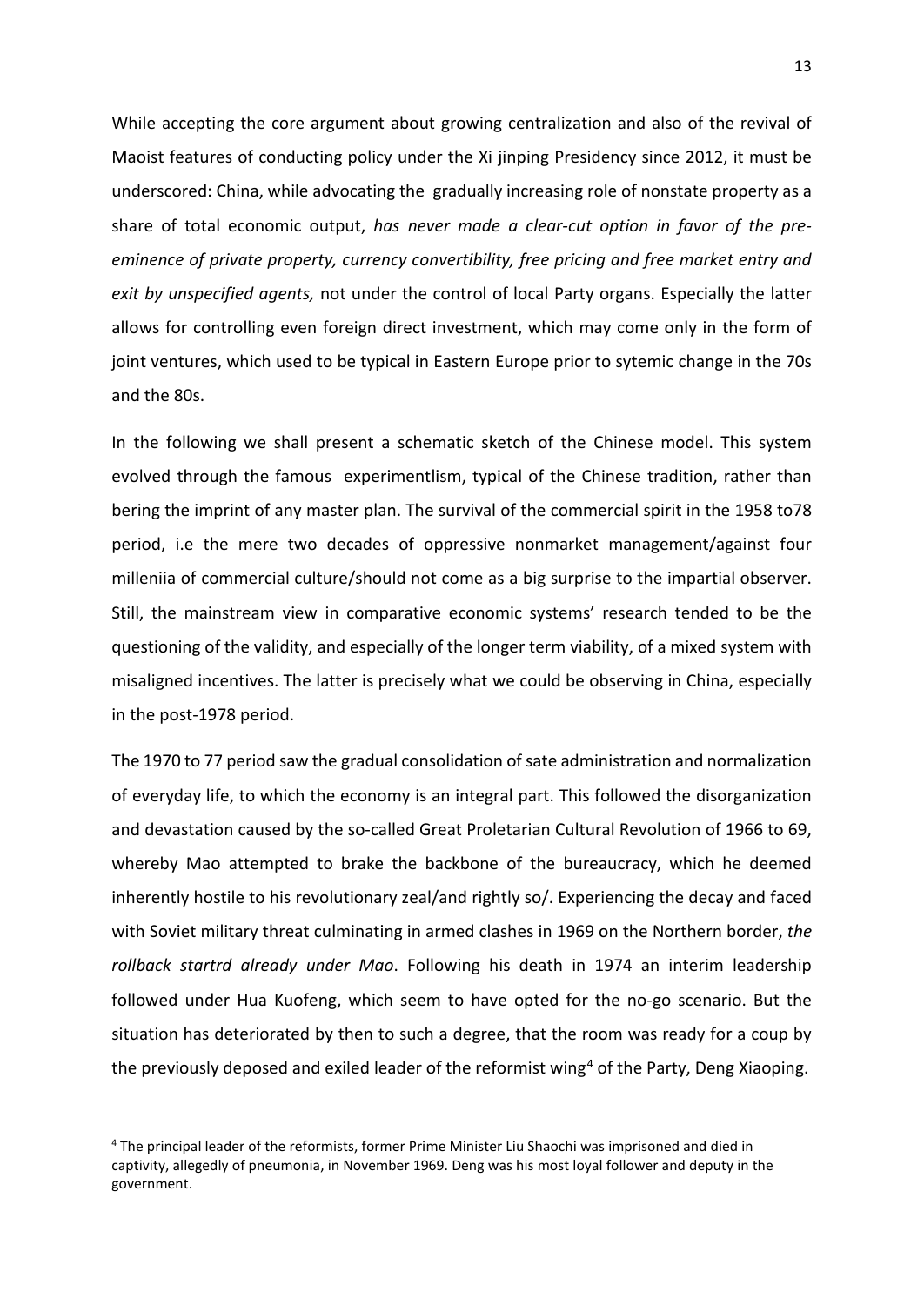While accepting the core argument about growing centralization and also of the revival of Maoist features of conducting policy under the Xi jinping Presidency since 2012, it must be underscored: China, while advocating the gradually increasing role of nonstate property as a share of total economic output, *has never made a clear-cut option in favor of the pre-eminence of private property, currency convertibility, free pricing and free market entry and exit by unspecified agents,* not under the control of local Party organs. Especially the latter allows for controlling even foreign direct investment, which may come only in the form of joint ventures, which used to be typical in Eastern Europe prior to sytemic change in the 70s and the 80s.

In the following we shall present a schematic sketch of the Chinese model. This system evolved through the famous experimentlism, typical of the Chinese tradition, rather than bering the imprint of any master plan. The survival of the commercial spirit in the 1958 to78 period, i.e the mere two decades of oppressive nonmarket management/against four milleniia of commercial culture/should not come as a big surprise to the impartial observer. Still, the mainstream view in comparative economic systems' research tended to be the questioning of the validity, and especially of the longer term viability, of a mixed system with misaligned incentives. The latter is precisely what we could be observing in China, especially in the post-1978 period.

The 1970 to 77 period saw the gradual consolidation of sate administration and normalization of everyday life, to which the economy is an integral part. This followed the disorganization and devastation caused by the so-called Great Proletarian Cultural Revolution of 1966 to 69, whereby Mao attempted to brake the backbone of the bureaucracy, which he deemed inherently hostile to his revolutionary zeal/and rightly so/. Experiencing the decay and faced with Soviet military threat culminating in armed clashes in 1969 on the Northern border, *the rollback startrd already under Mao*. Following his death in 1974 an interim leadership followed under Hua Kuofeng, which seem to have opted for the no-go scenario. But the situation has deteriorated by then to such a degree, that the room was ready for a coup by the previously deposed and exiled leader of the reformist wing[4] of the Party, Deng Xiaoping.

[4] The principal leader of the reformists, former Prime Minister Liu Shaochi was imprisoned and died in captivity, allegedly of pneumonia, in November 1969. Deng was his most loyal follower and deputy in the government.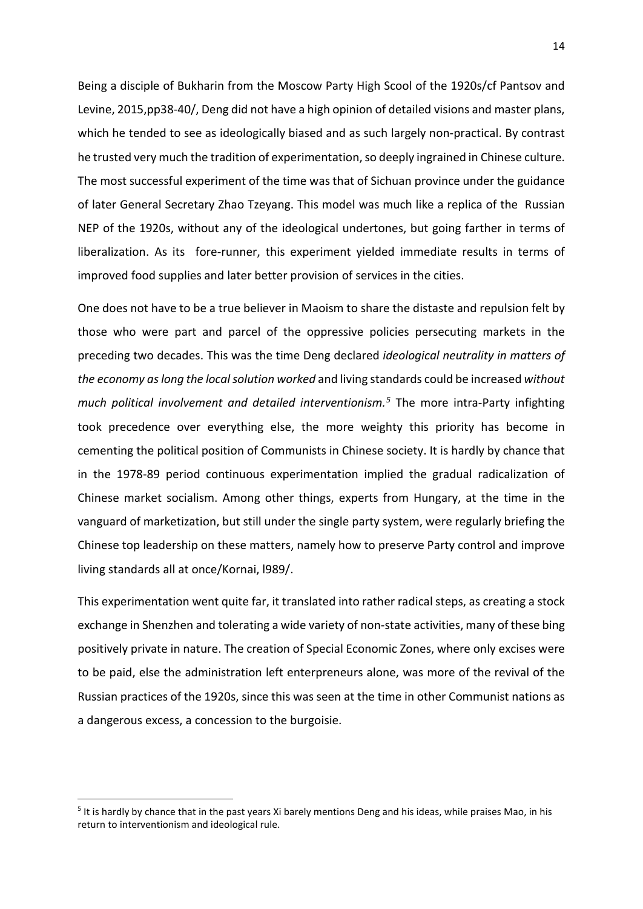Being a disciple of Bukharin from the Moscow Party High Scool of the 1920s/cf Pantsov and Levine, 2015,pp38-40/, Deng did not have a high opinion of detailed visions and master plans, which he tended to see as ideologically biased and as such largely non-practical. By contrast he trusted very much the tradition of experimentation, so deeply ingrained in Chinese culture. The most successful experiment of the time was that of Sichuan province under the guidance of later General Secretary Zhao Tzeyang. This model was much like a replica of the Russian NEP of the 1920s, without any of the ideological undertones, but going farther in terms of liberalization. As its fore-runner, this experiment yielded immediate results in terms of improved food supplies and later better provision of services in the cities.

One does not have to be a true believer in Maoism to share the distaste and repulsion felt by those who were part and parcel of the oppressive policies persecuting markets in the preceding two decades. This was the time Deng declared *ideological neutrality in matters of the economy as long the local solution worked* and living standards could be increased *without much political involvement and detailed interventionism.*[5] The more intra-Party infighting took precedence over everything else, the more weighty this priority has become in cementing the political position of Communists in Chinese society. It is hardly by chance that in the 1978-89 period continuous experimentation implied the gradual radicalization of Chinese market socialism. Among other things, experts from Hungary, at the time in the vanguard of marketization, but still under the single party system, were regularly briefing the Chinese top leadership on these matters, namely how to preserve Party control and improve living standards all at once/Kornai, l989/.

This experimentation went quite far, it translated into rather radical steps, as creating a stock exchange in Shenzhen and tolerating a wide variety of non-state activities, many of these bing positively private in nature. The creation of Special Economic Zones, where only excises were to be paid, else the administration left enterpreneurs alone, was more of the revival of the Russian practices of the 1920s, since this was seen at the time in other Communist nations as a dangerous excess, a concession to the burgoisie.

[5] It is hardly by chance that in the past years Xi barely mentions Deng and his ideas, while praises Mao, in his return to interventionism and ideological rule.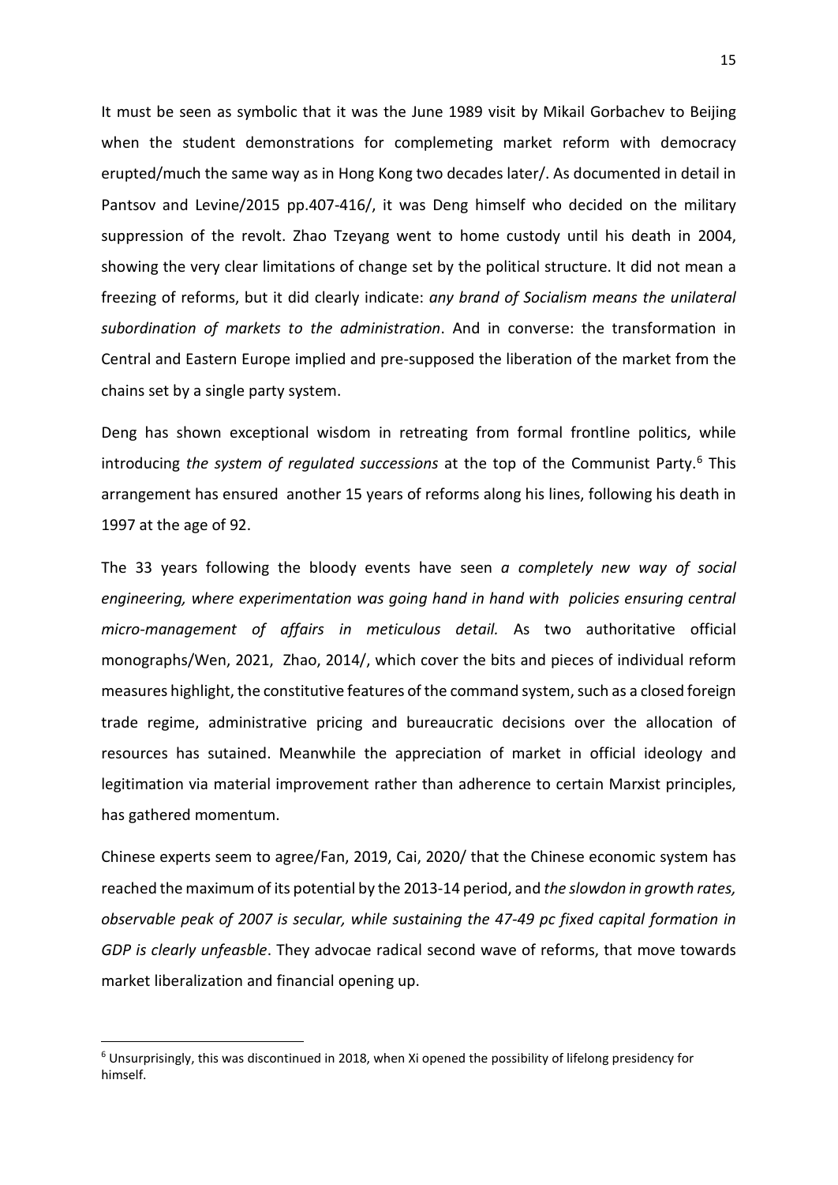It must be seen as symbolic that it was the June 1989 visit by Mikail Gorbachev to Beijing when the student demonstrations for complemeting market reform with democracy erupted/much the same way as in Hong Kong two decades later/. As documented in detail in Pantsov and Levine/2015 pp.407-416/, it was Deng himself who decided on the military suppression of the revolt. Zhao Tzeyang went to home custody until his death in 2004, showing the very clear limitations of change set by the political structure. It did not mean a freezing of reforms, but it did clearly indicate: *any brand of Socialism means the unilateral subordination of markets to the administration*. And in converse: the transformation in Central and Eastern Europe implied and pre-supposed the liberation of the market from the chains set by a single party system.

Deng has shown exceptional wisdom in retreating from formal frontline politics, while introducing *the system of regulated successions* at the top of the Communist Party.[6] This arrangement has ensured another 15 years of reforms along his lines, following his death in 1997 at the age of 92.

The 33 years following the bloody events have seen *a completely new way of social engineering, where experimentation was going hand in hand with policies ensuring central micro-management of affairs in meticulous detail.* As two authoritative official monographs/Wen, 2021, Zhao, 2014/, which cover the bits and pieces of individual reform measures highlight, the constitutive features of the command system, such as a closed foreign trade regime, administrative pricing and bureaucratic decisions over the allocation of resources has sutained. Meanwhile the appreciation of market in official ideology and legitimation via material improvement rather than adherence to certain Marxist principles, has gathered momentum.

Chinese experts seem to agree/Fan, 2019, Cai, 2020/ that the Chinese economic system has reached the maximum of its potential by the 2013-14 period, and *the slowdon in growth rates, observable peak of 2007 is secular, while sustaining the 47-49 pc fixed capital formation in GDP is clearly unfeasble*. They advocae radical second wave of reforms, that move towards market liberalization and financial opening up.

---

[6] Unsurprisingly, this was discontinued in 2018, when Xi opened the possibility of lifelong presidency for himself.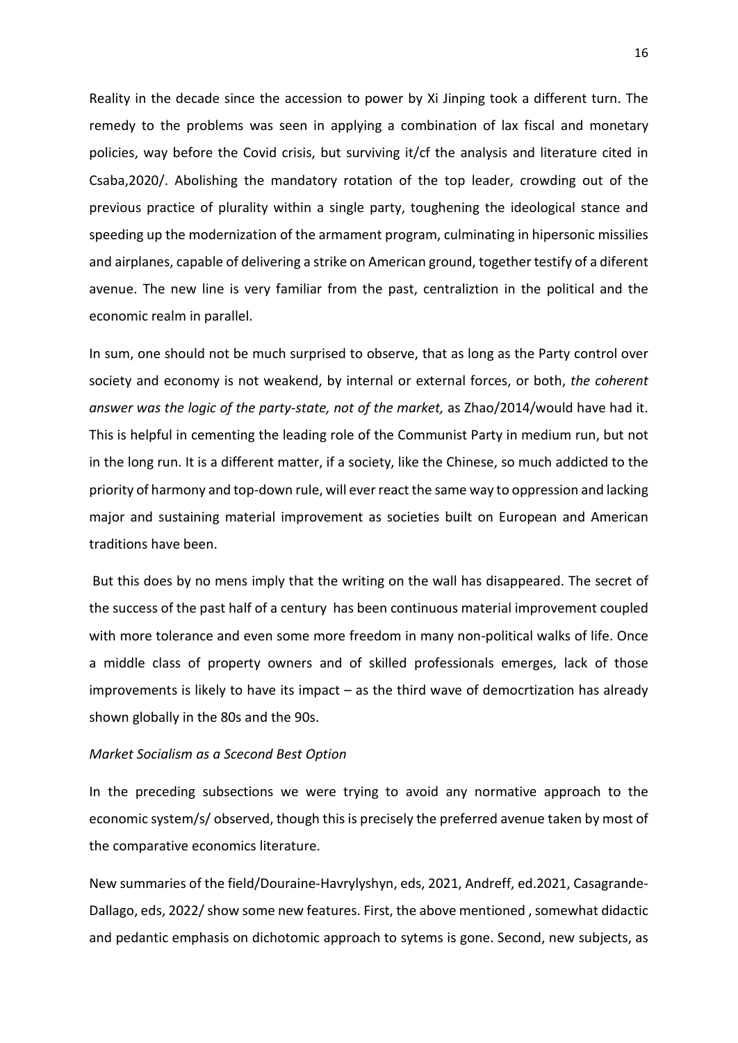Reality in the decade since the accession to power by Xi Jinping took a different turn. The remedy to the problems was seen in applying a combination of lax fiscal and monetary policies, way before the Covid crisis, but surviving it/cf the analysis and literature cited in Csaba,2020/. Abolishing the mandatory rotation of the top leader, crowding out of the previous practice of plurality within a single party, toughening the ideological stance and speeding up the modernization of the armament program, culminating in hipersonic missilies and airplanes, capable of delivering a strike on American ground, together testify of a diferent avenue. The new line is very familiar from the past, centraliztion in the political and the economic realm in parallel.

In sum, one should not be much surprised to observe, that as long as the Party control over society and economy is not weakend, by internal or external forces, or both, *the coherent answer was the logic of the party-state, not of the market,* as Zhao/2014/would have had it. This is helpful in cementing the leading role of the Communist Party in medium run, but not in the long run. It is a different matter, if a society, like the Chinese, so much addicted to the priority of harmony and top-down rule, will ever react the same way to oppression and lacking major and sustaining material improvement as societies built on European and American traditions have been.

But this does by no mens imply that the writing on the wall has disappeared. The secret of the success of the past half of a century has been continuous material improvement coupled with more tolerance and even some more freedom in many non-political walks of life. Once a middle class of property owners and of skilled professionals emerges, lack of those improvements is likely to have its impact – as the third wave of democrtization has already shown globally in the 80s and the 90s.

*Market Socialism as a Scecond Best Option*

In the preceding subsections we were trying to avoid any normative approach to the economic system/s/ observed, though this is precisely the preferred avenue taken by most of the comparative economics literature.

New summaries of the field/Douraine-Havrylyshyn, eds, 2021, Andreff, ed.2021, Casagrande-Dallago, eds, 2022/ show some new features. First, the above mentioned , somewhat didactic and pedantic emphasis on dichotomic approach to sytems is gone. Second, new subjects, as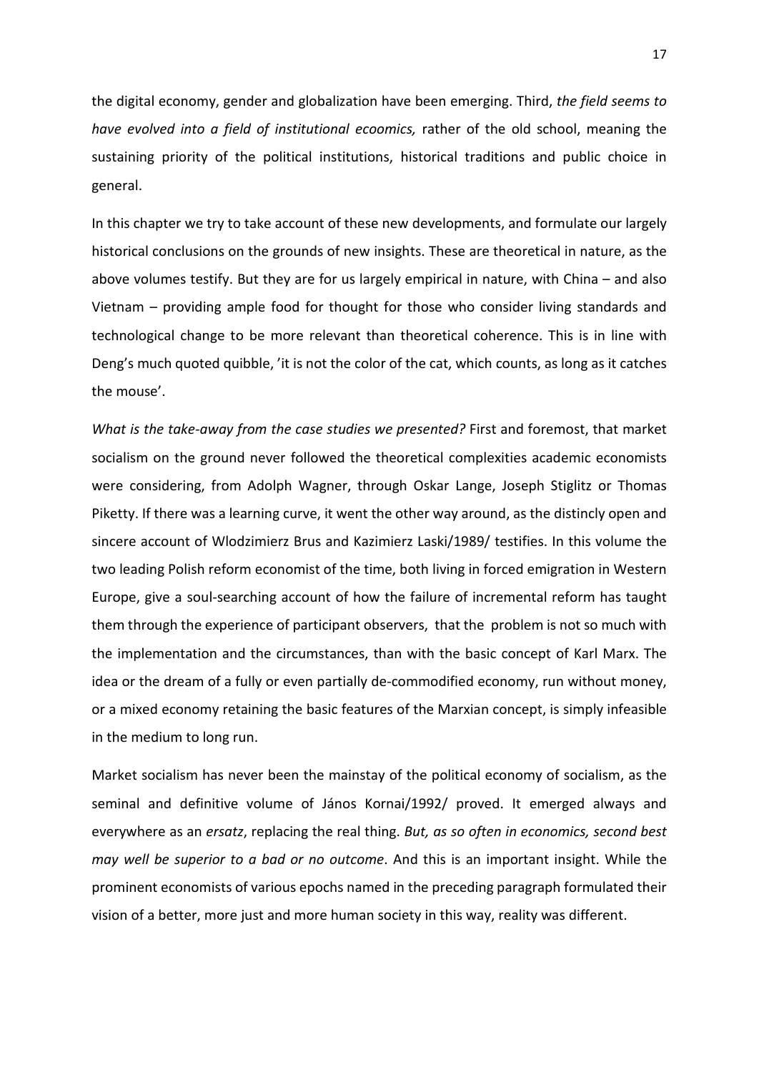the digital economy, gender and globalization have been emerging. Third, *the field seems to have evolved into a field of institutional ecoomics,* rather of the old school, meaning the sustaining priority of the political institutions, historical traditions and public choice in general.

In this chapter we try to take account of these new developments, and formulate our largely historical conclusions on the grounds of new insights. These are theoretical in nature, as the above volumes testify. But they are for us largely empirical in nature, with China – and also Vietnam – providing ample food for thought for those who consider living standards and technological change to be more relevant than theoretical coherence. This is in line with Deng's much quoted quibble, 'it is not the color of the cat, which counts, as long as it catches the mouse'.

*What is the take-away from the case studies we presented?* First and foremost, that market socialism on the ground never followed the theoretical complexities academic economists were considering, from Adolph Wagner, through Oskar Lange, Joseph Stiglitz or Thomas Piketty. If there was a learning curve, it went the other way around, as the distincly open and sincere account of Wlodzimierz Brus and Kazimierz Laski/1989/ testifies. In this volume the two leading Polish reform economist of the time, both living in forced emigration in Western Europe, give a soul-searching account of how the failure of incremental reform has taught them through the experience of participant observers, that the problem is not so much with the implementation and the circumstances, than with the basic concept of Karl Marx. The idea or the dream of a fully or even partially de-commodified economy, run without money, or a mixed economy retaining the basic features of the Marxian concept, is simply infeasible in the medium to long run.

Market socialism has never been the mainstay of the political economy of socialism, as the seminal and definitive volume of János Kornai/1992/ proved. It emerged always and everywhere as an *ersatz*, replacing the real thing. *But, as so often in economics, second best may well be superior to a bad or no outcome*. And this is an important insight. While the prominent economists of various epochs named in the preceding paragraph formulated their vision of a better, more just and more human society in this way, reality was different.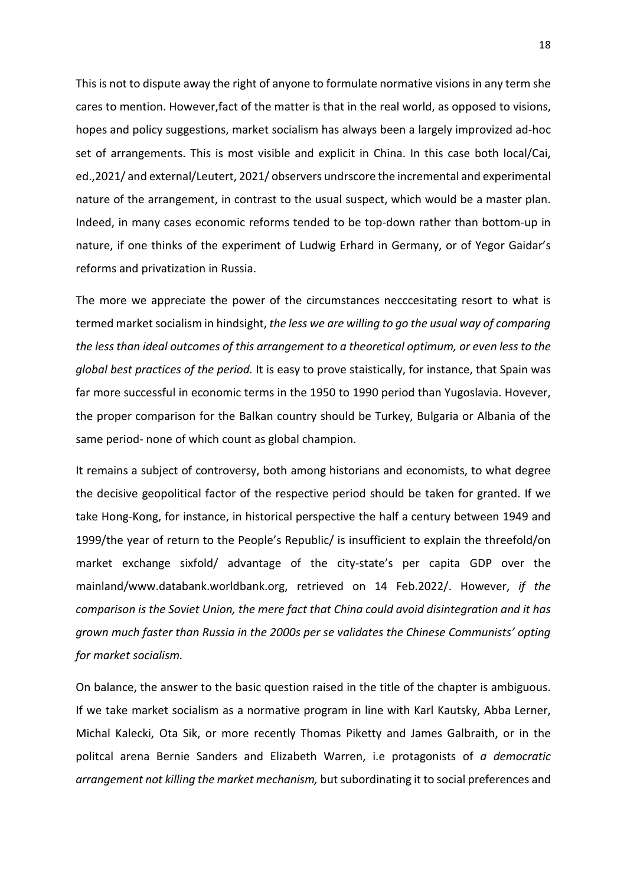This is not to dispute away the right of anyone to formulate normative visions in any term she cares to mention. However,fact of the matter is that in the real world, as opposed to visions, hopes and policy suggestions, market socialism has always been a largely improvized ad-hoc set of arrangements. This is most visible and explicit in China. In this case both local/Cai, ed.,2021/ and external/Leutert, 2021/ observers undrscore the incremental and experimental nature of the arrangement, in contrast to the usual suspect, which would be a master plan. Indeed, in many cases economic reforms tended to be top-down rather than bottom-up in nature, if one thinks of the experiment of Ludwig Erhard in Germany, or of Yegor Gaidar's reforms and privatization in Russia.

The more we appreciate the power of the circumstances necccesitating resort to what is termed market socialism in hindsight, *the less we are willing to go the usual way of comparing the less than ideal outcomes of this arrangement to a theoretical optimum, or even less to the global best practices of the period.* It is easy to prove staistically, for instance, that Spain was far more successful in economic terms in the 1950 to 1990 period than Yugoslavia. Hovever, the proper comparison for the Balkan country should be Turkey, Bulgaria or Albania of the same period- none of which count as global champion.

It remains a subject of controversy, both among historians and economists, to what degree the decisive geopolitical factor of the respective period should be taken for granted. If we take Hong-Kong, for instance, in historical perspective the half a century between 1949 and 1999/the year of return to the People's Republic/ is insufficient to explain the threefold/on market exchange sixfold/ advantage of the city-state's per capita GDP over the mainland/www.databank.worldbank.org, retrieved on 14 Feb.2022/. However, *if the comparison is the Soviet Union, the mere fact that China could avoid disintegration and it has grown much faster than Russia in the 2000s per se validates the Chinese Communists' opting for market socialism.*

On balance, the answer to the basic question raised in the title of the chapter is ambiguous. If we take market socialism as a normative program in line with Karl Kautsky, Abba Lerner, Michal Kalecki, Ota Sik, or more recently Thomas Piketty and James Galbraith, or in the politcal arena Bernie Sanders and Elizabeth Warren, i.e protagonists of *a democratic arrangement not killing the market mechanism,* but subordinating it to social preferences and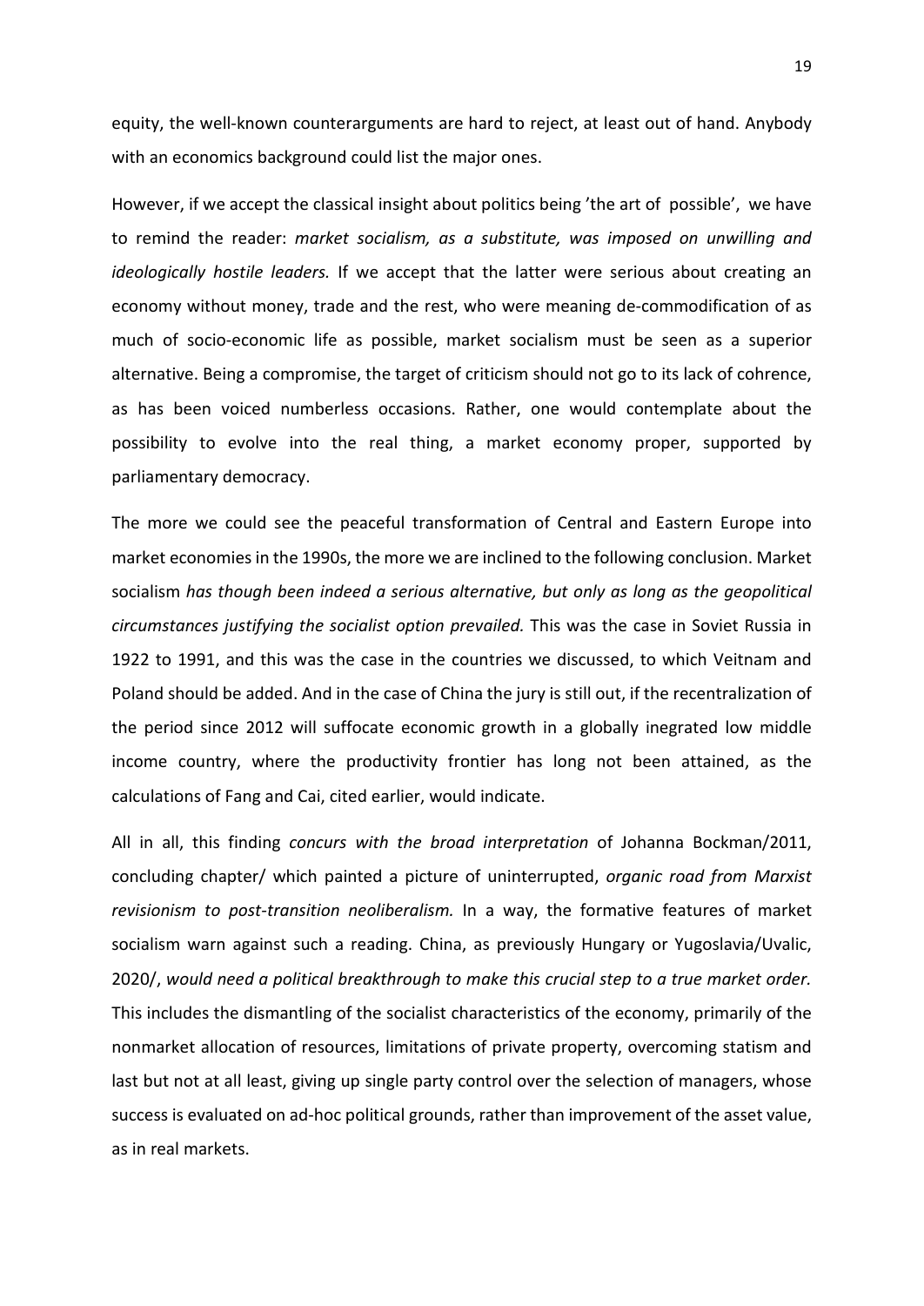equity, the well-known counterarguments are hard to reject, at least out of hand. Anybody with an economics background could list the major ones.

However, if we accept the classical insight about politics being 'the art of possible', we have to remind the reader: *market socialism, as a substitute, was imposed on unwilling and ideologically hostile leaders.* If we accept that the latter were serious about creating an economy without money, trade and the rest, who were meaning de-commodification of as much of socio-economic life as possible, market socialism must be seen as a superior alternative. Being a compromise, the target of criticism should not go to its lack of cohrence, as has been voiced numberless occasions. Rather, one would contemplate about the possibility to evolve into the real thing, a market economy proper, supported by parliamentary democracy.

The more we could see the peaceful transformation of Central and Eastern Europe into market economies in the 1990s, the more we are inclined to the following conclusion. Market socialism *has though been indeed a serious alternative, but only as long as the geopolitical circumstances justifying the socialist option prevailed.* This was the case in Soviet Russia in 1922 to 1991, and this was the case in the countries we discussed, to which Veitnam and Poland should be added. And in the case of China the jury is still out, if the recentralization of the period since 2012 will suffocate economic growth in a globally inegrated low middle income country, where the productivity frontier has long not been attained, as the calculations of Fang and Cai, cited earlier, would indicate.

All in all, this finding *concurs with the broad interpretation* of Johanna Bockman/2011, concluding chapter/ which painted a picture of uninterrupted, *organic road from Marxist revisionism to post-transition neoliberalism.* In a way, the formative features of market socialism warn against such a reading. China, as previously Hungary or Yugoslavia/Uvalic, 2020/, *would need a political breakthrough to make this crucial step to a true market order.* This includes the dismantling of the socialist characteristics of the economy, primarily of the nonmarket allocation of resources, limitations of private property, overcoming statism and last but not at all least, giving up single party control over the selection of managers, whose success is evaluated on ad-hoc political grounds, rather than improvement of the asset value, as in real markets.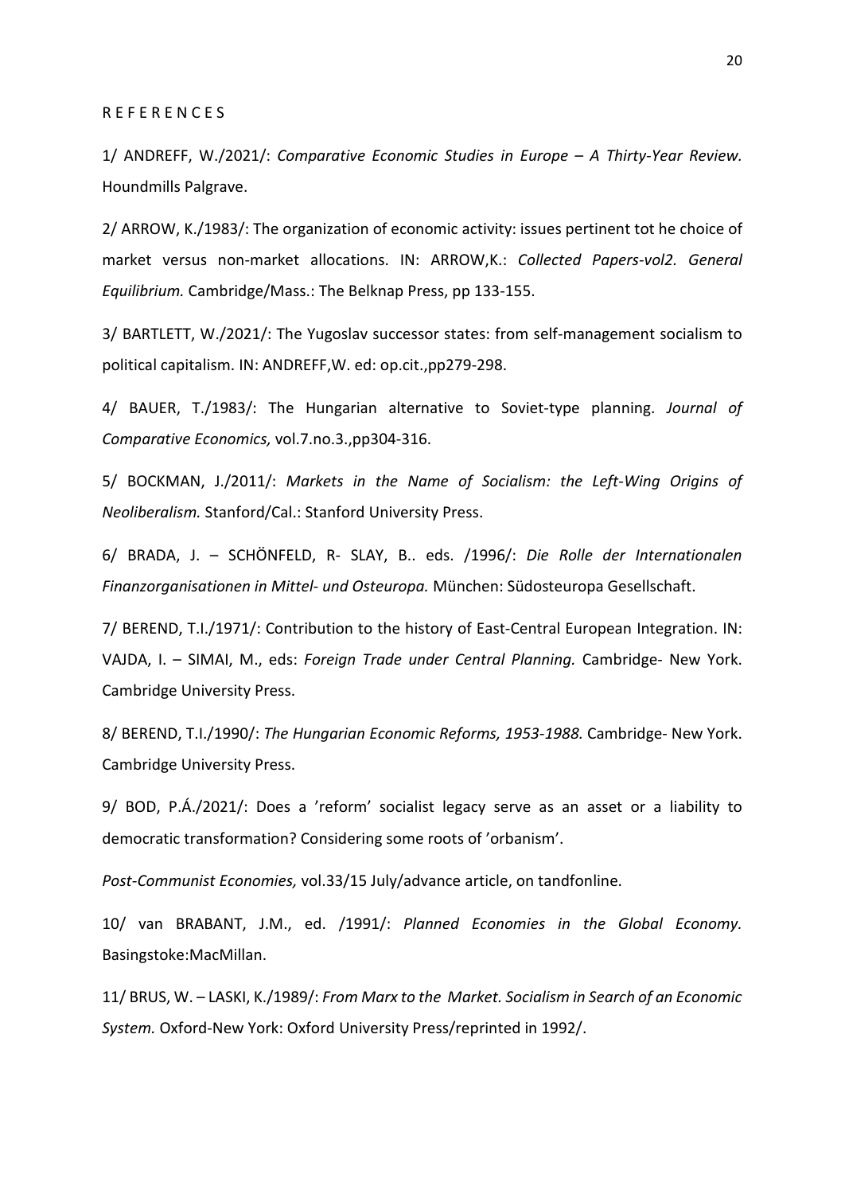R E F E R E N C E S

1/ ANDREFF, W./2021/: *Comparative Economic Studies in Europe – A Thirty-Year Review.* Houndmills Palgrave.

2/ ARROW, K./1983/: The organization of economic activity: issues pertinent tot he choice of market versus non-market allocations. IN: ARROW,K.: *Collected Papers-vol2. General Equilibrium.* Cambridge/Mass.: The Belknap Press, pp 133-155.

3/ BARTLETT, W./2021/: The Yugoslav successor states: from self-management socialism to political capitalism. IN: ANDREFF,W. ed: op.cit.,pp279-298.

4/ BAUER, T./1983/: The Hungarian alternative to Soviet-type planning. *Journal of Comparative Economics,* vol.7.no.3.,pp304-316.

5/ BOCKMAN, J./2011/: *Markets in the Name of Socialism: the Left-Wing Origins of Neoliberalism.* Stanford/Cal.: Stanford University Press.

6/ BRADA, J. – SCHÖNFELD, R- SLAY, B.. eds. /1996/: *Die Rolle der Internationalen Finanzorganisationen in Mittel- und Osteuropa.* München: Südosteuropa Gesellschaft.

7/ BEREND, T.I./1971/: Contribution to the history of East-Central European Integration. IN: VAJDA, I. – SIMAI, M., eds: *Foreign Trade under Central Planning.* Cambridge- New York. Cambridge University Press.

8/ BEREND, T.I./1990/: *The Hungarian Economic Reforms, 1953-1988.* Cambridge- New York. Cambridge University Press.

9/ BOD, P.Á./2021/: Does a 'reform' socialist legacy serve as an asset or a liability to democratic transformation? Considering some roots of 'orbanism'.

*Post-Communist Economies,* vol.33/15 July/advance article, on tandfonline.

10/ van BRABANT, J.M., ed. /1991/: *Planned Economies in the Global Economy.* Basingstoke:MacMillan.

11/ BRUS, W. – LASKI, K./1989/: *From Marx to the Market. Socialism in Search of an Economic System.* Oxford-New York: Oxford University Press/reprinted in 1992/.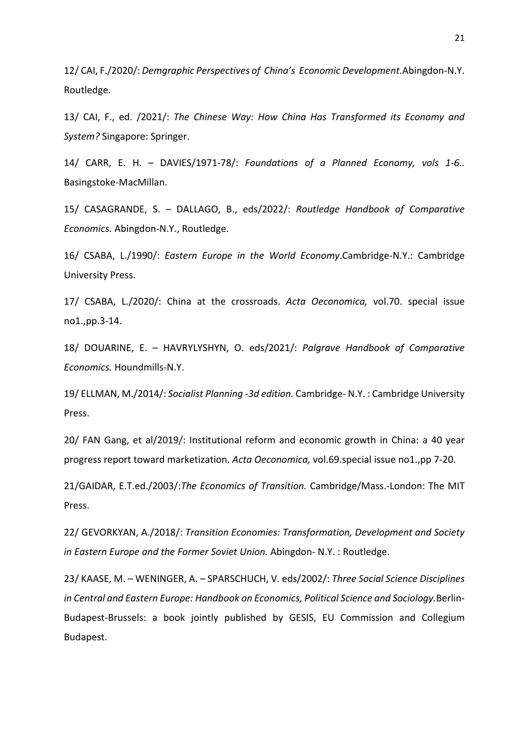12/ CAI, F./2020/: *Demgraphic Perspectives of China's Economic Development.*Abingdon-N.Y. Routledge.

13/ CAI, F., ed. /2021/: *The Chinese Way: How China Has Transformed its Economy and System?* Singapore: Springer.

14/ CARR, E. H. – DAVIES/1971-78/: *Foundations of a Planned Economy, vols 1-6..* Basingstoke-MacMillan.

15/ CASAGRANDE, S. – DALLAGO, B., eds/2022/: *Routledge Handbook of Comparative Economics.* Abingdon-N.Y., Routledge.

16/ CSABA, L./1990/: *Eastern Europe in the World Economy*.Cambridge-N.Y.: Cambridge University Press.

17/ CSABA, L./2020/: China at the crossroads. *Acta Oeconomica,* vol.70. special issue no1.,pp.3-14.

18/ DOUARINE, E. – HAVRYLYSHYN, O. eds/2021/: *Palgrave Handbook of Comparative Economics.* Houndmills-N.Y.

19/ ELLMAN, M./2014/: *Socialist Planning -3d edition.* Cambridge- N.Y. : Cambridge University Press.

20/ FAN Gang, et al/2019/: Institutional reform and economic growth in China: a 40 year progress report toward marketization. *Acta Oeconomica,* vol.69.special issue no1.,pp 7-20.

21/GAIDAR, E.T.ed./2003/:*The Economics of Transition.* Cambridge/Mass.-London: The MIT Press.

22/ GEVORKYAN, A./2018/: *Transition Economies: Transformation, Development and Society in Eastern Europe and the Former Soviet Union.* Abingdon- N.Y. : Routledge.

23/ KAASE, M. – WENINGER, A. – SPARSCHUCH, V. eds/2002/: *Three Social Science Disciplines in Central and Eastern Europe: Handbook on Economics, Political Science and Sociology.*Berlin-Budapest-Brussels: a book jointly published by GESIS, EU Commission and Collegium Budapest.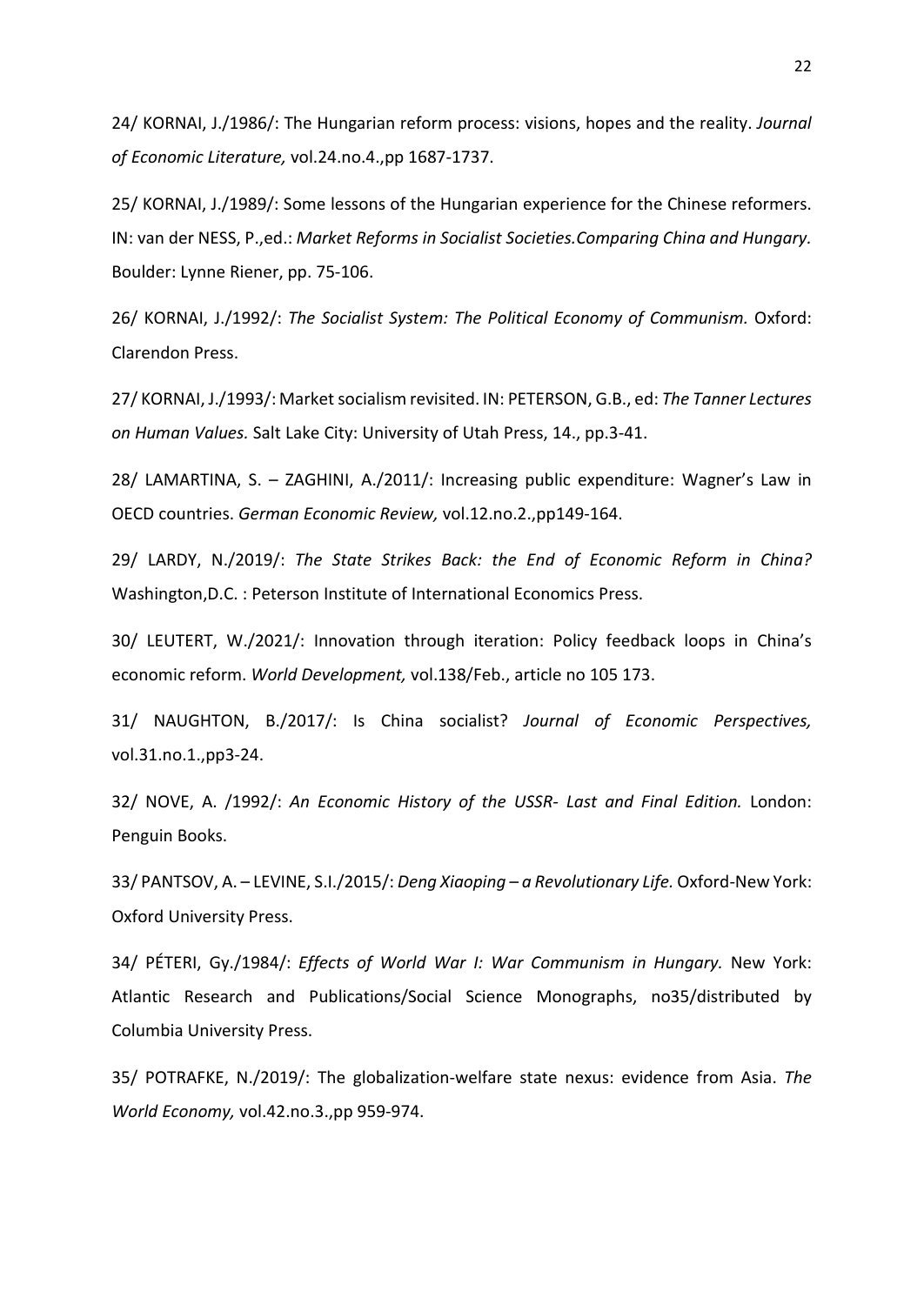24/ KORNAI, J./1986/: The Hungarian reform process: visions, hopes and the reality. *Journal of Economic Literature,* vol.24.no.4.,pp 1687-1737.

25/ KORNAI, J./1989/: Some lessons of the Hungarian experience for the Chinese reformers. IN: van der NESS, P.,ed.: *Market Reforms in Socialist Societies.Comparing China and Hungary.* Boulder: Lynne Riener, pp. 75-106.

26/ KORNAI, J./1992/: *The Socialist System: The Political Economy of Communism.* Oxford: Clarendon Press.

27/ KORNAI, J./1993/: Market socialism revisited. IN: PETERSON, G.B., ed: *The Tanner Lectures on Human Values.* Salt Lake City: University of Utah Press, 14., pp.3-41.

28/ LAMARTINA, S. – ZAGHINI, A./2011/: Increasing public expenditure: Wagner's Law in OECD countries. *German Economic Review,* vol.12.no.2.,pp149-164.

29/ LARDY, N./2019/: *The State Strikes Back: the End of Economic Reform in China?* Washington,D.C. : Peterson Institute of International Economics Press.

30/ LEUTERT, W./2021/: Innovation through iteration: Policy feedback loops in China's economic reform. *World Development,* vol.138/Feb., article no 105 173.

31/ NAUGHTON, B./2017/: Is China socialist? *Journal of Economic Perspectives,* vol.31.no.1.,pp3-24.

32/ NOVE, A. /1992/: *An Economic History of the USSR- Last and Final Edition.* London: Penguin Books.

33/ PANTSOV, A. – LEVINE, S.I./2015/: *Deng Xiaoping – a Revolutionary Life.* Oxford-New York: Oxford University Press.

34/ PÉTERI, Gy./1984/: *Effects of World War I: War Communism in Hungary.* New York: Atlantic Research and Publications/Social Science Monographs, no35/distributed by Columbia University Press.

35/ POTRAFKE, N./2019/: The globalization-welfare state nexus: evidence from Asia. *The World Economy,* vol.42.no.3.,pp 959-974.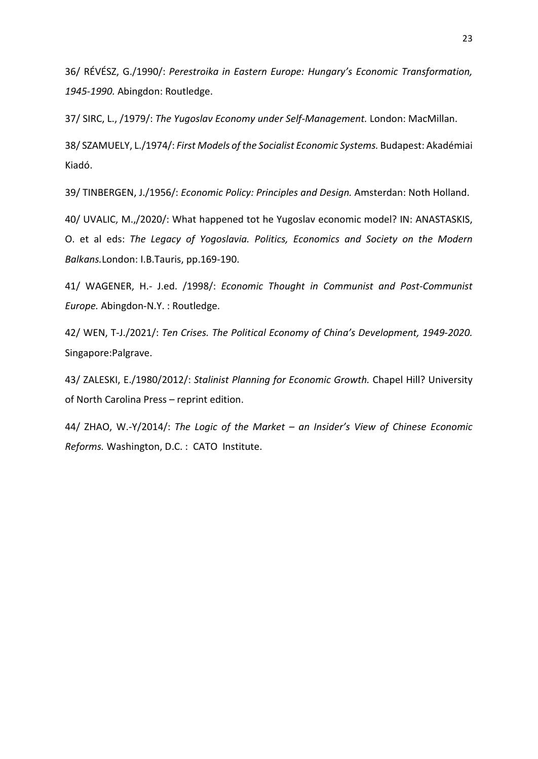36/ RÉVÉSZ, G./1990/: *Perestroika in Eastern Europe: Hungary's Economic Transformation, 1945-1990.* Abingdon: Routledge.

37/ SIRC, L., /1979/: *The Yugoslav Economy under Self-Management.* London: MacMillan.

38/ SZAMUELY, L./1974/: *First Models of the Socialist Economic Systems.* Budapest: Akadémiai Kiadó.

39/ TINBERGEN, J./1956/: *Economic Policy: Principles and Design.* Amsterdan: Noth Holland.

40/ UVALIC, M.,/2020/: What happened tot he Yugoslav economic model? IN: ANASTASKIS, O. et al eds: *The Legacy of Yogoslavia. Politics, Economics and Society on the Modern Balkans.*London: I.B.Tauris, pp.169-190.

41/ WAGENER, H.- J.ed. /1998/: *Economic Thought in Communist and Post-Communist Europe.* Abingdon-N.Y. : Routledge.

42/ WEN, T-J./2021/: *Ten Crises. The Political Economy of China's Development, 1949-2020.* Singapore:Palgrave.

43/ ZALESKI, E./1980/2012/: *Stalinist Planning for Economic Growth.* Chapel Hill? University of North Carolina Press – reprint edition.

44/ ZHAO, W.-Y/2014/: *The Logic of the Market – an Insider's View of Chinese Economic Reforms.* Washington, D.C. : CATO Institute.